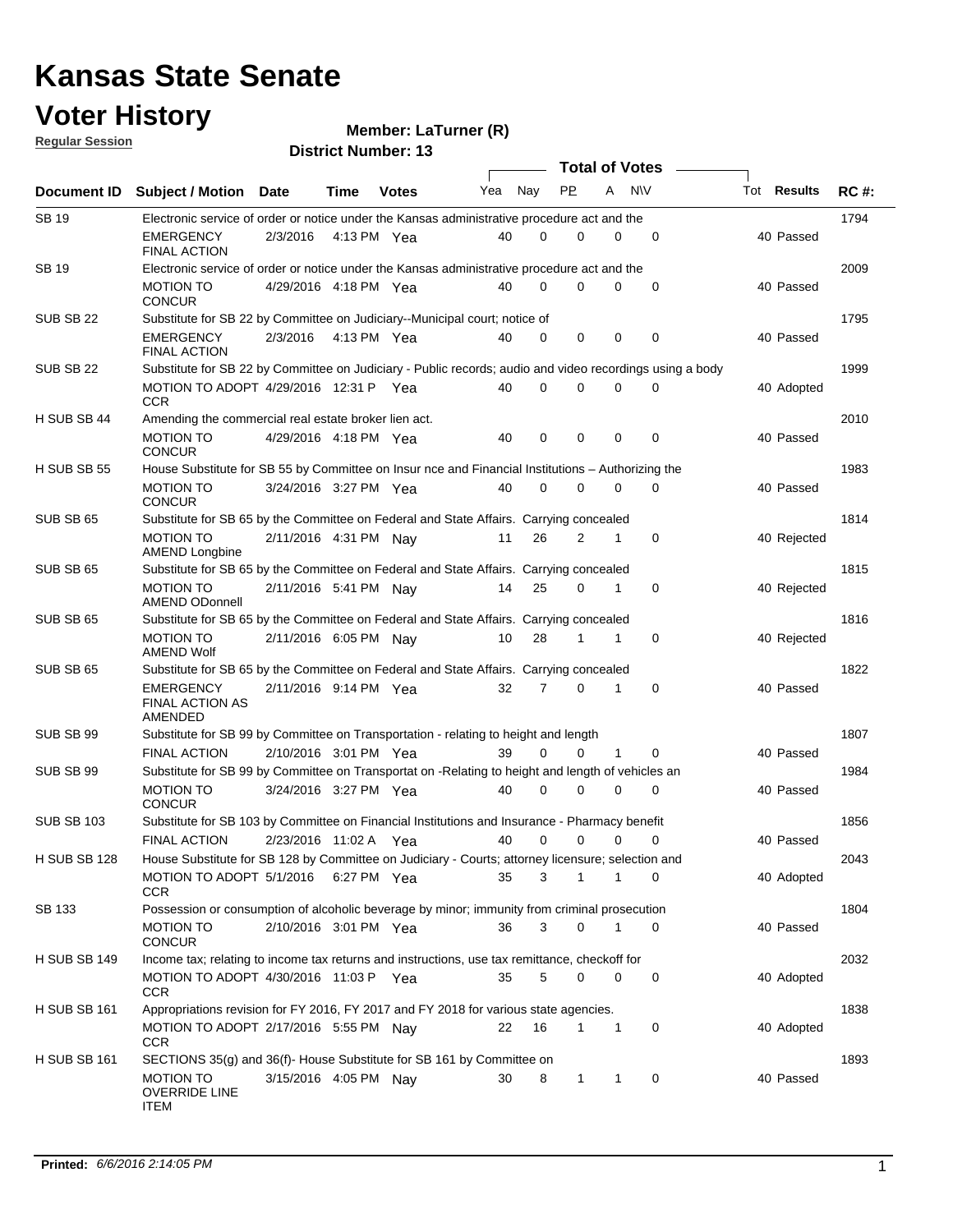# Kansas State Senate

# Voter History

**Regular Session**

**Member: LaTurner (R)**

**District Number: 13**

| Document ID | Subject / Motion | Date | Time | Votes | Yea | Nay | PP | A | N\V | Tot | Results | RC #: |
|---|---|---|---|---|---|---|---|---|---|---|---|---|
| SB 19 | Electronic service of order or notice under the Kansas administrative procedure act and the | | | | | | | | | | | 1794 |
| | EMERGENCY FINAL ACTION | 2/3/2016 | 4:13 PM | Yea | 40 | 0 | 0 | 0 | 0 | 40 | Passed | |
| SB 19 | Electronic service of order or notice under the Kansas administrative procedure act and the | | | | | | | | | | | 2009 |
| | MOTION TO CONCUR | 4/29/2016 | 4:18 PM | Yea | 40 | 0 | 0 | 0 | 0 | 40 | Passed | |
| SUB SB 22 | Substitute for SB 22 by Committee on Judiciary--Municipal court; notice of | | | | | | | | | | | 1795 |
| | EMERGENCY FINAL ACTION | 2/3/2016 | 4:13 PM | Yea | 40 | 0 | 0 | 0 | 0 | 40 | Passed | |
| SUB SB 22 | Substitute for SB 22 by Committee on Judiciary - Public records; audio and video recordings using a body | | | | | | | | | | | 1999 |
| | MOTION TO ADOPT CCR | 4/29/2016 | 12:31 P | Yea | 40 | 0 | 0 | 0 | 0 | 40 | Adopted | |
| H SUB SB 44 | Amending the commercial real estate broker lien act. | | | | | | | | | | | 2010 |
| | MOTION TO CONCUR | 4/29/2016 | 4:18 PM | Yea | 40 | 0 | 0 | 0 | 0 | 40 | Passed | |
| H SUB SB 55 | House Substitute for SB 55 by Committee on Insur nce and Financial Institutions – Authorizing the | | | | | | | | | | | 1983 |
| | MOTION TO CONCUR | 3/24/2016 | 3:27 PM | Yea | 40 | 0 | 0 | 0 | 0 | 40 | Passed | |
| SUB SB 65 | Substitute for SB 65 by the Committee on Federal and State Affairs. Carrying concealed | | | | | | | | | | | 1814 |
| | MOTION TO AMEND Longbine | 2/11/2016 | 4:31 PM | Nay | 11 | 26 | 2 | 1 | 0 | 40 | Rejected | |
| SUB SB 65 | Substitute for SB 65 by the Committee on Federal and State Affairs. Carrying concealed | | | | | | | | | | | 1815 |
| | MOTION TO AMEND ODonnell | 2/11/2016 | 5:41 PM | Nay | 14 | 25 | 0 | 1 | 0 | 40 | Rejected | |
| SUB SB 65 | Substitute for SB 65 by the Committee on Federal and State Affairs. Carrying concealed | | | | | | | | | | | 1816 |
| | MOTION TO AMEND Wolf | 2/11/2016 | 6:05 PM | Nay | 10 | 28 | 1 | 1 | 0 | 40 | Rejected | |
| SUB SB 65 | Substitute for SB 65 by the Committee on Federal and State Affairs. Carrying concealed | | | | | | | | | | | 1822 |
| | EMERGENCY FINAL ACTION AS AMENDED | 2/11/2016 | 9:14 PM | Yea | 32 | 7 | 0 | 1 | 0 | 40 | Passed | |
| SUB SB 99 | Substitute for SB 99 by Committee on Transportation - relating to height and length | | | | | | | | | | | 1807 |
| | FINAL ACTION | 2/10/2016 | 3:01 PM | Yea | 39 | 0 | 0 | 1 | 0 | 40 | Passed | |
| SUB SB 99 | Substitute for SB 99 by Committee on Transportat on -Relating to height and length of vehicles an | | | | | | | | | | | 1984 |
| | MOTION TO CONCUR | 3/24/2016 | 3:27 PM | Yea | 40 | 0 | 0 | 0 | 0 | 40 | Passed | |
| SUB SB 103 | Substitute for SB 103 by Committee on Financial Institutions and Insurance - Pharmacy benefit | | | | | | | | | | | 1856 |
| | FINAL ACTION | 2/23/2016 | 11:02 A | Yea | 40 | 0 | 0 | 0 | 0 | 40 | Passed | |
| H SUB SB 128 | House Substitute for SB 128 by Committee on Judiciary - Courts; attorney licensure; selection and | | | | | | | | | | | 2043 |
| | MOTION TO ADOPT CCR | 5/1/2016 | 6:27 PM | Yea | 35 | 3 | 1 | 1 | 0 | 40 | Adopted | |
| SB 133 | Possession or consumption of alcoholic beverage by minor; immunity from criminal prosecution | | | | | | | | | | | 1804 |
| | MOTION TO CONCUR | 2/10/2016 | 3:01 PM | Yea | 36 | 3 | 0 | 1 | 0 | 40 | Passed | |
| H SUB SB 149 | Income tax; relating to income tax returns and instructions, use tax remittance, checkoff for | | | | | | | | | | | 2032 |
| | MOTION TO ADOPT CCR | 4/30/2016 | 11:03 P | Yea | 35 | 5 | 0 | 0 | 0 | 40 | Adopted | |
| H SUB SB 161 | Appropriations revision for FY 2016, FY 2017 and FY 2018 for various state agencies. | | | | | | | | | | | 1838 |
| | MOTION TO ADOPT CCR | 2/17/2016 | 5:55 PM | Nay | 22 | 16 | 1 | 1 | 0 | 40 | Adopted | |
| H SUB SB 161 | SECTIONS 35(g) and 36(f)- House Substitute for SB 161 by Committee on | | | | | | | | | | | 1893 |
| | MOTION TO OVERRIDE LINE ITEM | 3/15/2016 | 4:05 PM | Nay | 30 | 8 | 1 | 1 | 0 | 40 | Passed | |

**Printed:** *6/6/2016 2:14:05 PM*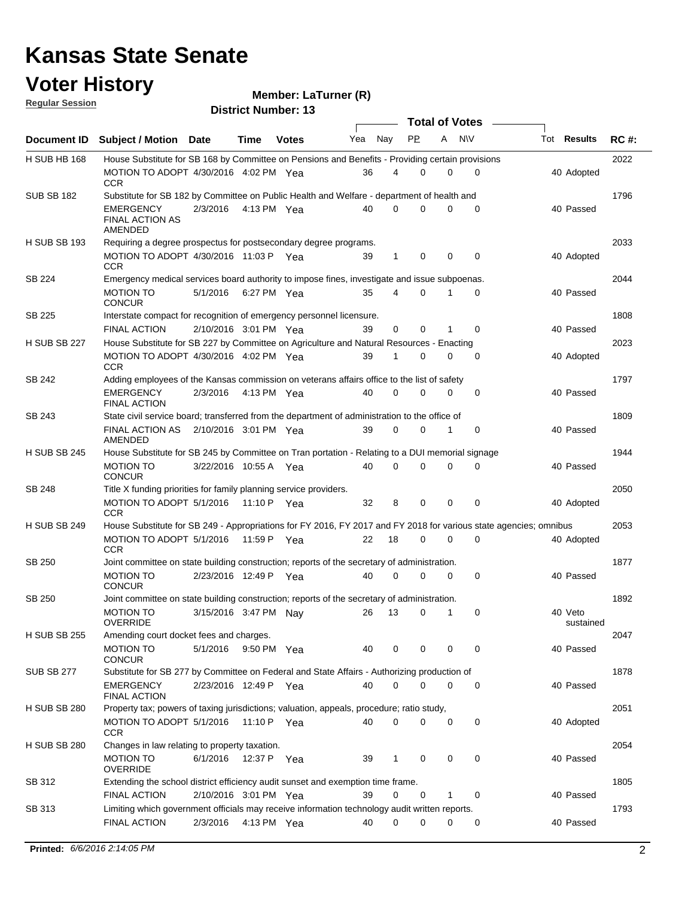# Kansas State Senate

# Voter History

**Regular Session**

**Member: LaTurner (R)**

**District Number: 13**

| Document ID | Subject / Motion | Date | Time | Votes | Yea | Nay | PP | A | N\V | Tot | Results | RC #: |
|---|---|---|---|---|---|---|---|---|---|---|---|---|
| H SUB HB 168 | House Substitute for SB 168 by Committee on Pensions and Benefits - Providing certain provisions | | | | | | | | | | | 2022 |
| | MOTION TO ADOPT CCR | 4/30/2016 | 4:02 PM | Yea | 36 | 4 | 0 | 0 | 0 | 40 | Adopted | |
| SUB SB 182 | Substitute for SB 182 by Committee on Public Health and Welfare - department of health and | | | | | | | | | | | 1796 |
| | EMERGENCY FINAL ACTION AS AMENDED | 2/3/2016 | 4:13 PM | Yea | 40 | 0 | 0 | 0 | 0 | 40 | Passed | |
| H SUB SB 193 | Requiring a degree prospectus for postsecondary degree programs. | | | | | | | | | | | 2033 |
| | MOTION TO ADOPT CCR | 4/30/2016 | 11:03 P | Yea | 39 | 1 | 0 | 0 | 0 | 40 | Adopted | |
| SB 224 | Emergency medical services board authority to impose fines, investigate and issue subpoenas. | | | | | | | | | | | 2044 |
| | MOTION TO CONCUR | 5/1/2016 | 6:27 PM | Yea | 35 | 4 | 0 | 1 | 0 | 40 | Passed | |
| SB 225 | Interstate compact for recognition of emergency personnel licensure. | | | | | | | | | | | 1808 |
| | FINAL ACTION | 2/10/2016 | 3:01 PM | Yea | 39 | 0 | 0 | 1 | 0 | 40 | Passed | |
| H SUB SB 227 | House Substitute for SB 227 by Committee on Agriculture and Natural Resources - Enacting | | | | | | | | | | | 2023 |
| | MOTION TO ADOPT CCR | 4/30/2016 | 4:02 PM | Yea | 39 | 1 | 0 | 0 | 0 | 40 | Adopted | |
| SB 242 | Adding employees of the Kansas commission on veterans affairs office to the list of safety | | | | | | | | | | | 1797 |
| | EMERGENCY FINAL ACTION | 2/3/2016 | 4:13 PM | Yea | 40 | 0 | 0 | 0 | 0 | 40 | Passed | |
| SB 243 | State civil service board; transferred from the department of administration to the office of | | | | | | | | | | | 1809 |
| | FINAL ACTION AS AMENDED | 2/10/2016 | 3:01 PM | Yea | 39 | 0 | 0 | 1 | 0 | 40 | Passed | |
| H SUB SB 245 | House Substitute for SB 245 by Committee on Tran portation - Relating to a DUI memorial signage | | | | | | | | | | | 1944 |
| | MOTION TO CONCUR | 3/22/2016 | 10:55 A | Yea | 40 | 0 | 0 | 0 | 0 | 40 | Passed | |
| SB 248 | Title X funding priorities for family planning service providers. | | | | | | | | | | | 2050 |
| | MOTION TO ADOPT CCR | 5/1/2016 | 11:10 P | Yea | 32 | 8 | 0 | 0 | 0 | 40 | Adopted | |
| H SUB SB 249 | House Substitute for SB 249 - Appropriations for FY 2016, FY 2017 and FY 2018 for various state agencies; omnibus | | | | | | | | | | | 2053 |
| | MOTION TO ADOPT CCR | 5/1/2016 | 11:59 P | Yea | 22 | 18 | 0 | 0 | 0 | 40 | Adopted | |
| SB 250 | Joint committee on state building construction; reports of the secretary of administration. | | | | | | | | | | | 1877 |
| | MOTION TO CONCUR | 2/23/2016 | 12:49 P | Yea | 40 | 0 | 0 | 0 | 0 | 40 | Passed | |
| SB 250 | Joint committee on state building construction; reports of the secretary of administration. | | | | | | | | | | | 1892 |
| | MOTION TO OVERRIDE | 3/15/2016 | 3:47 PM | Nay | 26 | 13 | 0 | 1 | 0 | 40 | Veto sustained | |
| H SUB SB 255 | Amending court docket fees and charges. | | | | | | | | | | | 2047 |
| | MOTION TO CONCUR | 5/1/2016 | 9:50 PM | Yea | 40 | 0 | 0 | 0 | 0 | 40 | Passed | |
| SUB SB 277 | Substitute for SB 277 by Committee on Federal and State Affairs - Authorizing production of | | | | | | | | | | | 1878 |
| | EMERGENCY FINAL ACTION | 2/23/2016 | 12:49 P | Yea | 40 | 0 | 0 | 0 | 0 | 40 | Passed | |
| H SUB SB 280 | Property tax; powers of taxing jurisdictions; valuation, appeals, procedure; ratio study, | | | | | | | | | | | 2051 |
| | MOTION TO ADOPT CCR | 5/1/2016 | 11:10 P | Yea | 40 | 0 | 0 | 0 | 0 | 40 | Adopted | |
| H SUB SB 280 | Changes in law relating to property taxation. | | | | | | | | | | | 2054 |
| | MOTION TO OVERRIDE | 6/1/2016 | 12:37 P | Yea | 39 | 1 | 0 | 0 | 0 | 40 | Passed | |
| SB 312 | Extending the school district efficiency audit sunset and exemption time frame. | | | | | | | | | | | 1805 |
| | FINAL ACTION | 2/10/2016 | 3:01 PM | Yea | 39 | 0 | 0 | 1 | 0 | 40 | Passed | |
| SB 313 | Limiting which government officials may receive information technology audit written reports. | | | | | | | | | | | 1793 |
| | FINAL ACTION | 2/3/2016 | 4:13 PM | Yea | 40 | 0 | 0 | 0 | 0 | 40 | Passed | |

**Printed:** *6/6/2016 2:14:05 PM*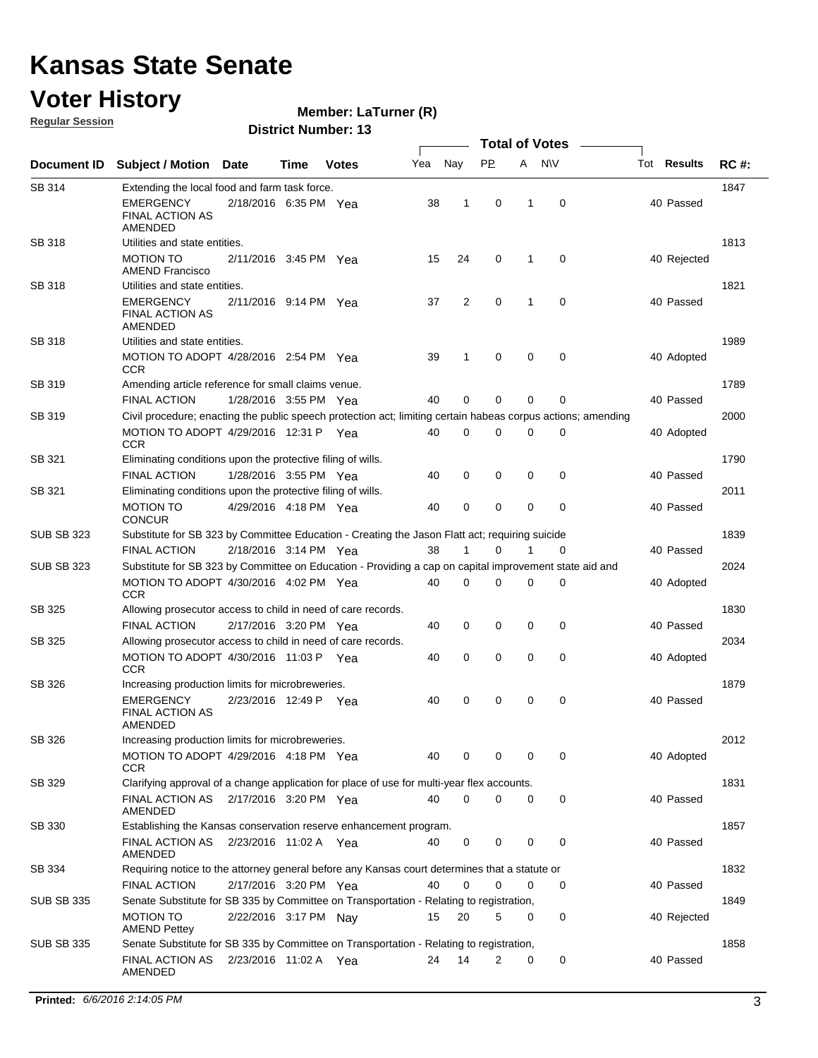# Kansas State Senate

# Voter History

**Regular Session**

**Member: LaTurner (R)**

**District Number: 13**

| Document ID | Subject / Motion | Date | Time | Votes | Yea | Nay | PP | A | N\V | Tot | Results | RC #: |
|---|---|---|---|---|---|---|---|---|---|---|---|---|
| SB 314 | Extending the local food and farm task force. | | | | | | | | | | | 1847 |
| | EMERGENCY FINAL ACTION AS AMENDED | 2/18/2016 | 6:35 PM | Yea | 38 | 1 | 0 | 1 | 0 | 40 | Passed | |
| SB 318 | Utilities and state entities. | | | | | | | | | | | 1813 |
| | MOTION TO AMEND Francisco | 2/11/2016 | 3:45 PM | Yea | 15 | 24 | 0 | 1 | 0 | 40 | Rejected | |
| SB 318 | Utilities and state entities. | | | | | | | | | | | 1821 |
| | EMERGENCY FINAL ACTION AS AMENDED | 2/11/2016 | 9:14 PM | Yea | 37 | 2 | 0 | 1 | 0 | 40 | Passed | |
| SB 318 | Utilities and state entities. | | | | | | | | | | | 1989 |
| | MOTION TO ADOPT CCR | 4/28/2016 | 2:54 PM | Yea | 39 | 1 | 0 | 0 | 0 | 40 | Adopted | |
| SB 319 | Amending article reference for small claims venue. | | | | | | | | | | | 1789 |
| | FINAL ACTION | 1/28/2016 | 3:55 PM | Yea | 40 | 0 | 0 | 0 | 0 | 40 | Passed | |
| SB 319 | Civil procedure; enacting the public speech protection act; limiting certain habeas corpus actions; amending | | | | | | | | | | | 2000 |
| | MOTION TO ADOPT CCR | 4/29/2016 | 12:31 P | Yea | 40 | 0 | 0 | 0 | 0 | 40 | Adopted | |
| SB 321 | Eliminating conditions upon the protective filing of wills. | | | | | | | | | | | 1790 |
| | FINAL ACTION | 1/28/2016 | 3:55 PM | Yea | 40 | 0 | 0 | 0 | 0 | 40 | Passed | |
| SB 321 | Eliminating conditions upon the protective filing of wills. | | | | | | | | | | | 2011 |
| | MOTION TO CONCUR | 4/29/2016 | 4:18 PM | Yea | 40 | 0 | 0 | 0 | 0 | 40 | Passed | |
| SUB SB 323 | Substitute for SB 323 by Committee Education - Creating the Jason Flatt act; requiring suicide | | | | | | | | | | | 1839 |
| | FINAL ACTION | 2/18/2016 | 3:14 PM | Yea | 38 | 1 | 0 | 1 | 0 | 40 | Passed | |
| SUB SB 323 | Substitute for SB 323 by Committee on Education - Providing a cap on capital improvement state aid and | | | | | | | | | | | 2024 |
| | MOTION TO ADOPT CCR | 4/30/2016 | 4:02 PM | Yea | 40 | 0 | 0 | 0 | 0 | 40 | Adopted | |
| SB 325 | Allowing prosecutor access to child in need of care records. | | | | | | | | | | | 1830 |
| | FINAL ACTION | 2/17/2016 | 3:20 PM | Yea | 40 | 0 | 0 | 0 | 0 | 40 | Passed | |
| SB 325 | Allowing prosecutor access to child in need of care records. | | | | | | | | | | | 2034 |
| | MOTION TO ADOPT CCR | 4/30/2016 | 11:03 P | Yea | 40 | 0 | 0 | 0 | 0 | 40 | Adopted | |
| SB 326 | Increasing production limits for microbreweries. | | | | | | | | | | | 1879 |
| | EMERGENCY FINAL ACTION AS AMENDED | 2/23/2016 | 12:49 P | Yea | 40 | 0 | 0 | 0 | 0 | 40 | Passed | |
| SB 326 | Increasing production limits for microbreweries. | | | | | | | | | | | 2012 |
| | MOTION TO ADOPT CCR | 4/29/2016 | 4:18 PM | Yea | 40 | 0 | 0 | 0 | 0 | 40 | Adopted | |
| SB 329 | Clarifying approval of a change application for place of use for multi-year flex accounts. | | | | | | | | | | | 1831 |
| | FINAL ACTION AS AMENDED | 2/17/2016 | 3:20 PM | Yea | 40 | 0 | 0 | 0 | 0 | 40 | Passed | |
| SB 330 | Establishing the Kansas conservation reserve enhancement program. | | | | | | | | | | | 1857 |
| | FINAL ACTION AS AMENDED | 2/23/2016 | 11:02 A | Yea | 40 | 0 | 0 | 0 | 0 | 40 | Passed | |
| SB 334 | Requiring notice to the attorney general before any Kansas court determines that a statute or | | | | | | | | | | | 1832 |
| | FINAL ACTION | 2/17/2016 | 3:20 PM | Yea | 40 | 0 | 0 | 0 | 0 | 40 | Passed | |
| SUB SB 335 | Senate Substitute for SB 335 by Committee on Transportation - Relating to registration, | | | | | | | | | | | 1849 |
| | MOTION TO AMEND Pettey | 2/22/2016 | 3:17 PM | Nay | 15 | 20 | 5 | 0 | 0 | 40 | Rejected | |
| SUB SB 335 | Senate Substitute for SB 335 by Committee on Transportation - Relating to registration, | | | | | | | | | | | 1858 |
| | FINAL ACTION AS AMENDED | 2/23/2016 | 11:02 A | Yea | 24 | 14 | 2 | 0 | 0 | 40 | Passed | |

**Printed:** *6/6/2016 2:14:05 PM*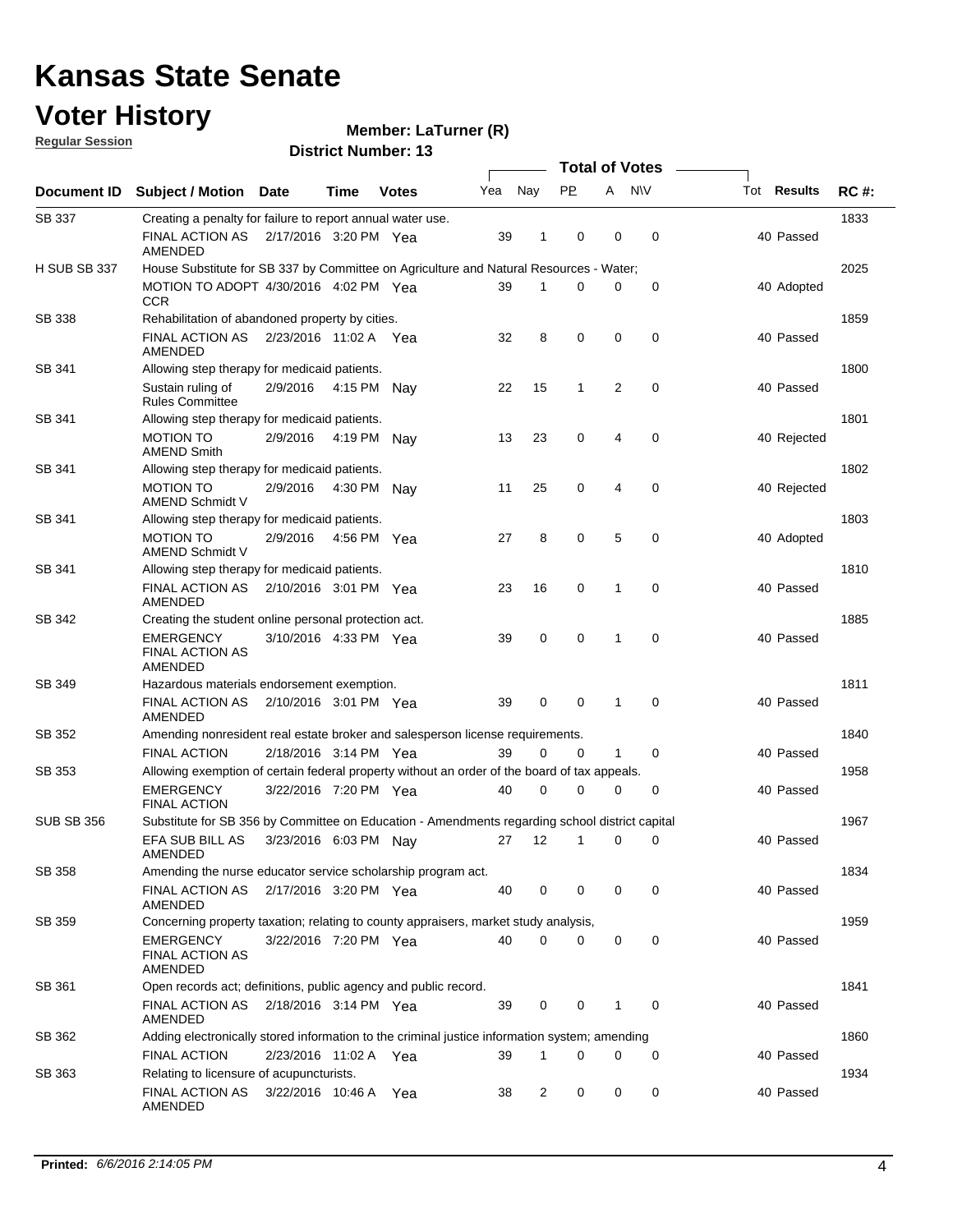# Kansas State Senate

# Voter History

**Regular Session**

**Member: LaTurner (R)**

**District Number: 13**

| Document ID | Subject / Motion | Date | Time | Votes | Yea | Nay | PP | A | N\V | Tot | Results | RC #: |
|---|---|---|---|---|---|---|---|---|---|---|---|---|
| SB 337 | Creating a penalty for failure to report annual water use. | | | | | | | | | | | 1833 |
| | FINAL ACTION AS AMENDED | 2/17/2016 | 3:20 PM | Yea | 39 | 1 | 0 | 0 | 0 | 40 | Passed | |
| H SUB SB 337 | House Substitute for SB 337 by Committee on Agriculture and Natural Resources - Water; | | | | | | | | | | | 2025 |
| | MOTION TO ADOPT CCR | 4/30/2016 | 4:02 PM | Yea | 39 | 1 | 0 | 0 | 0 | 40 | Adopted | |
| SB 338 | Rehabilitation of abandoned property by cities. | | | | | | | | | | | 1859 |
| | FINAL ACTION AS AMENDED | 2/23/2016 | 11:02 A | Yea | 32 | 8 | 0 | 0 | 0 | 40 | Passed | |
| SB 341 | Allowing step therapy for medicaid patients. | | | | | | | | | | | 1800 |
| | Sustain ruling of Rules Committee | 2/9/2016 | 4:15 PM | Nay | 22 | 15 | 1 | 2 | 0 | 40 | Passed | |
| SB 341 | Allowing step therapy for medicaid patients. | | | | | | | | | | | 1801 |
| | MOTION TO AMEND Smith | 2/9/2016 | 4:19 PM | Nay | 13 | 23 | 0 | 4 | 0 | 40 | Rejected | |
| SB 341 | Allowing step therapy for medicaid patients. | | | | | | | | | | | 1802 |
| | MOTION TO AMEND Schmidt V | 2/9/2016 | 4:30 PM | Nay | 11 | 25 | 0 | 4 | 0 | 40 | Rejected | |
| SB 341 | Allowing step therapy for medicaid patients. | | | | | | | | | | | 1803 |
| | MOTION TO AMEND Schmidt V | 2/9/2016 | 4:56 PM | Yea | 27 | 8 | 0 | 5 | 0 | 40 | Adopted | |
| SB 341 | Allowing step therapy for medicaid patients. | | | | | | | | | | | 1810 |
| | FINAL ACTION AS AMENDED | 2/10/2016 | 3:01 PM | Yea | 23 | 16 | 0 | 1 | 0 | 40 | Passed | |
| SB 342 | Creating the student online personal protection act. | | | | | | | | | | | 1885 |
| | EMERGENCY FINAL ACTION AS AMENDED | 3/10/2016 | 4:33 PM | Yea | 39 | 0 | 0 | 1 | 0 | 40 | Passed | |
| SB 349 | Hazardous materials endorsement exemption. | | | | | | | | | | | 1811 |
| | FINAL ACTION AS AMENDED | 2/10/2016 | 3:01 PM | Yea | 39 | 0 | 0 | 1 | 0 | 40 | Passed | |
| SB 352 | Amending nonresident real estate broker and salesperson license requirements. | | | | | | | | | | | 1840 |
| | FINAL ACTION | 2/18/2016 | 3:14 PM | Yea | 39 | 0 | 0 | 1 | 0 | 40 | Passed | |
| SB 353 | Allowing exemption of certain federal property without an order of the board of tax appeals. | | | | | | | | | | | 1958 |
| | EMERGENCY FINAL ACTION | 3/22/2016 | 7:20 PM | Yea | 40 | 0 | 0 | 0 | 0 | 40 | Passed | |
| SUB SB 356 | Substitute for SB 356 by Committee on Education - Amendments regarding school district capital | | | | | | | | | | | 1967 |
| | EFA SUB BILL AS AMENDED | 3/23/2016 | 6:03 PM | Nay | 27 | 12 | 1 | 0 | 0 | 40 | Passed | |
| SB 358 | Amending the nurse educator service scholarship program act. | | | | | | | | | | | 1834 |
| | FINAL ACTION AS AMENDED | 2/17/2016 | 3:20 PM | Yea | 40 | 0 | 0 | 0 | 0 | 40 | Passed | |
| SB 359 | Concerning property taxation; relating to county appraisers, market study analysis, | | | | | | | | | | | 1959 |
| | EMERGENCY FINAL ACTION AS AMENDED | 3/22/2016 | 7:20 PM | Yea | 40 | 0 | 0 | 0 | 0 | 40 | Passed | |
| SB 361 | Open records act; definitions, public agency and public record. | | | | | | | | | | | 1841 |
| | FINAL ACTION AS AMENDED | 2/18/2016 | 3:14 PM | Yea | 39 | 0 | 0 | 1 | 0 | 40 | Passed | |
| SB 362 | Adding electronically stored information to the criminal justice information system; amending | | | | | | | | | | | 1860 |
| | FINAL ACTION | 2/23/2016 | 11:02 A | Yea | 39 | 1 | 0 | 0 | 0 | 40 | Passed | |
| SB 363 | Relating to licensure of acupuncturists. | | | | | | | | | | | 1934 |
| | FINAL ACTION AS AMENDED | 3/22/2016 | 10:46 A | Yea | 38 | 2 | 0 | 0 | 0 | 40 | Passed | |

**Printed:** *6/6/2016 2:14:05 PM*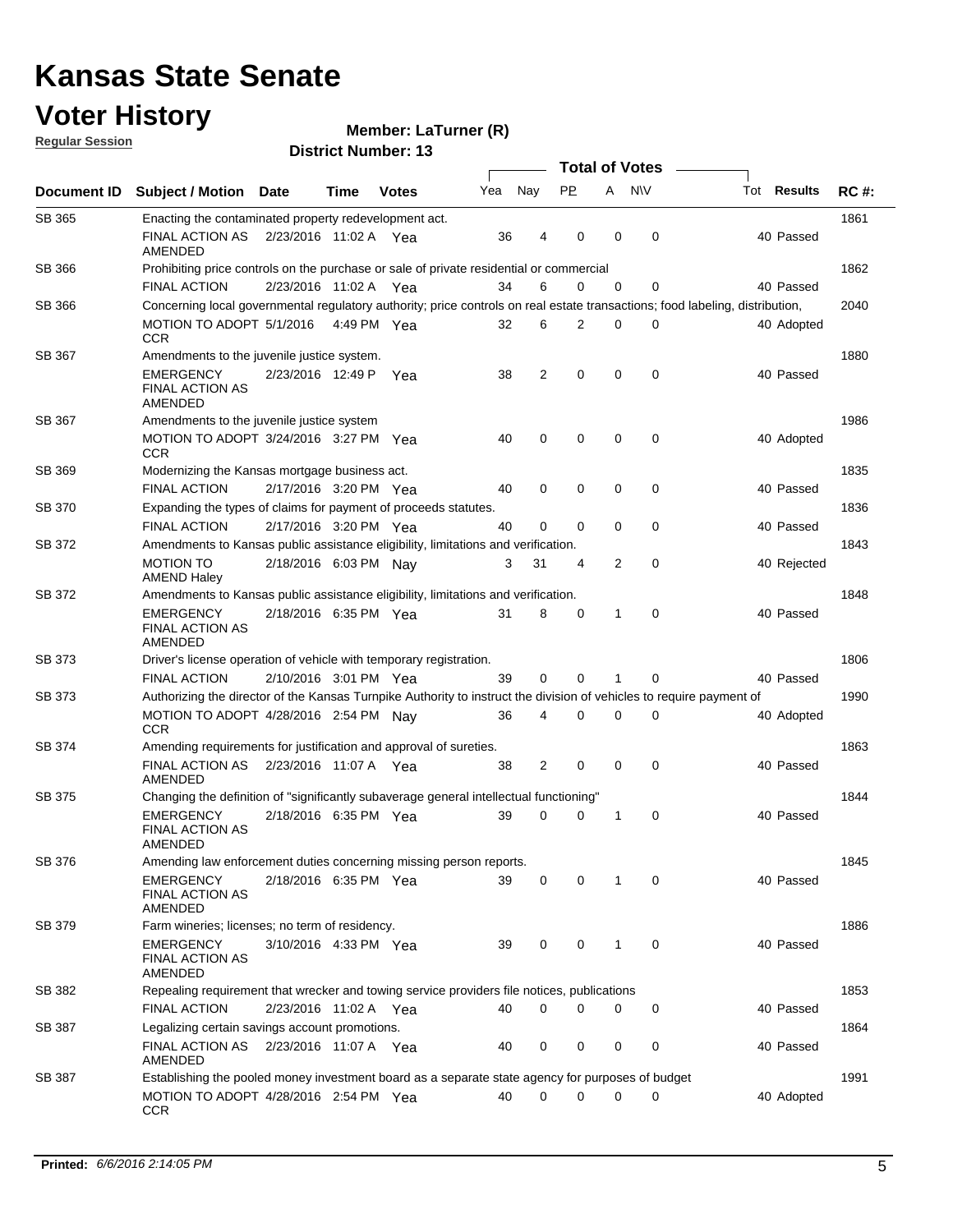# Kansas State Senate

# Voter History

**Regular Session**

**Member: LaTurner (R)**

**District Number: 13**

| Document ID | Subject / Motion | Date | Time | Votes | Yea | Nay | PP | A | N\V | Tot | Results | RC #: |
|---|---|---|---|---|---|---|---|---|---|---|---|---|
| SB 365 | Enacting the contaminated property redevelopment act. | | | | | | | | | | | 1861 |
| | FINAL ACTION AS AMENDED | 2/23/2016 | 11:02 A | Yea | 36 | 4 | 0 | 0 | 0 | 40 | Passed | |
| SB 366 | Prohibiting price controls on the purchase or sale of private residential or commercial | | | | | | | | | | | 1862 |
| | FINAL ACTION | 2/23/2016 | 11:02 A | Yea | 34 | 6 | 0 | 0 | 0 | 40 | Passed | |
| SB 366 | Concerning local governmental regulatory authority; price controls on real estate transactions; food labeling, distribution, | | | | | | | | | | | 2040 |
| | MOTION TO ADOPT CCR | 5/1/2016 | 4:49 PM | Yea | 32 | 6 | 2 | 0 | 0 | 40 | Adopted | |
| SB 367 | Amendments to the juvenile justice system. | | | | | | | | | | | 1880 |
| | EMERGENCY FINAL ACTION AS AMENDED | 2/23/2016 | 12:49 P | Yea | 38 | 2 | 0 | 0 | 0 | 40 | Passed | |
| SB 367 | Amendments to the juvenile justice system | | | | | | | | | | | 1986 |
| | MOTION TO ADOPT CCR | 3/24/2016 | 3:27 PM | Yea | 40 | 0 | 0 | 0 | 0 | 40 | Adopted | |
| SB 369 | Modernizing the Kansas mortgage business act. | | | | | | | | | | | 1835 |
| | FINAL ACTION | 2/17/2016 | 3:20 PM | Yea | 40 | 0 | 0 | 0 | 0 | 40 | Passed | |
| SB 370 | Expanding the types of claims for payment of proceeds statutes. | | | | | | | | | | | 1836 |
| | FINAL ACTION | 2/17/2016 | 3:20 PM | Yea | 40 | 0 | 0 | 0 | 0 | 40 | Passed | |
| SB 372 | Amendments to Kansas public assistance eligibility, limitations and verification. | | | | | | | | | | | 1843 |
| | MOTION TO AMEND Haley | 2/18/2016 | 6:03 PM | Nay | 3 | 31 | 4 | 2 | 0 | 40 | Rejected | |
| SB 372 | Amendments to Kansas public assistance eligibility, limitations and verification. | | | | | | | | | | | 1848 |
| | EMERGENCY FINAL ACTION AS AMENDED | 2/18/2016 | 6:35 PM | Yea | 31 | 8 | 0 | 1 | 0 | 40 | Passed | |
| SB 373 | Driver's license operation of vehicle with temporary registration. | | | | | | | | | | | 1806 |
| | FINAL ACTION | 2/10/2016 | 3:01 PM | Yea | 39 | 0 | 0 | 1 | 0 | 40 | Passed | |
| SB 373 | Authorizing the director of the Kansas Turnpike Authority to instruct the division of vehicles to require payment of | | | | | | | | | | | 1990 |
| | MOTION TO ADOPT CCR | 4/28/2016 | 2:54 PM | Nay | 36 | 4 | 0 | 0 | 0 | 40 | Adopted | |
| SB 374 | Amending requirements for justification and approval of sureties. | | | | | | | | | | | 1863 |
| | FINAL ACTION AS AMENDED | 2/23/2016 | 11:07 A | Yea | 38 | 2 | 0 | 0 | 0 | 40 | Passed | |
| SB 375 | Changing the definition of "significantly subaverage general intellectual functioning" | | | | | | | | | | | 1844 |
| | EMERGENCY FINAL ACTION AS AMENDED | 2/18/2016 | 6:35 PM | Yea | 39 | 0 | 0 | 1 | 0 | 40 | Passed | |
| SB 376 | Amending law enforcement duties concerning missing person reports. | | | | | | | | | | | 1845 |
| | EMERGENCY FINAL ACTION AS AMENDED | 2/18/2016 | 6:35 PM | Yea | 39 | 0 | 0 | 1 | 0 | 40 | Passed | |
| SB 379 | Farm wineries; licenses; no term of residency. | | | | | | | | | | | 1886 |
| | EMERGENCY FINAL ACTION AS AMENDED | 3/10/2016 | 4:33 PM | Yea | 39 | 0 | 0 | 1 | 0 | 40 | Passed | |
| SB 382 | Repealing requirement that wrecker and towing service providers file notices, publications | | | | | | | | | | | 1853 |
| | FINAL ACTION | 2/23/2016 | 11:02 A | Yea | 40 | 0 | 0 | 0 | 0 | 40 | Passed | |
| SB 387 | Legalizing certain savings account promotions. | | | | | | | | | | | 1864 |
| | FINAL ACTION AS AMENDED | 2/23/2016 | 11:07 A | Yea | 40 | 0 | 0 | 0 | 0 | 40 | Passed | |
| SB 387 | Establishing the pooled money investment board as a separate state agency for purposes of budget | | | | | | | | | | | 1991 |
| | MOTION TO ADOPT CCR | 4/28/2016 | 2:54 PM | Yea | 40 | 0 | 0 | 0 | 0 | 40 | Adopted | |

**Printed:** *6/6/2016 2:14:05 PM*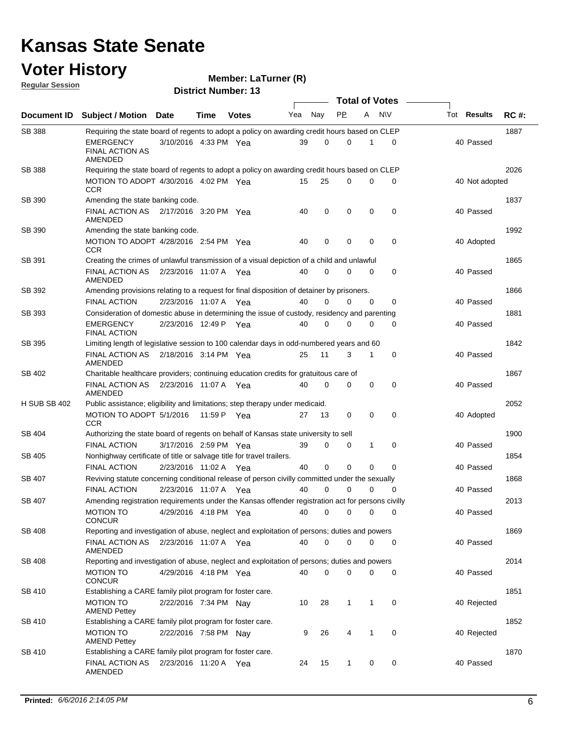# Kansas State Senate

# Voter History

**Regular Session**

**Member: LaTurner (R)**

**District Number: 13**

| Document ID | Subject / Motion | Date | Time | Votes | Yea | Nay | PP | A | N\V | Tot | Results | RC #: |
|---|---|---|---|---|---|---|---|---|---|---|---|---|
| SB 388 | Requiring the state board of regents to adopt a policy on awarding credit hours based on CLEP | | | | | | | | | | | 1887 |
| | EMERGENCY FINAL ACTION AS AMENDED | 3/10/2016 | 4:33 PM | Yea | 39 | 0 | 0 | 1 | 0 | 40 | Passed | |
| SB 388 | Requiring the state board of regents to adopt a policy on awarding credit hours based on CLEP | | | | | | | | | | | 2026 |
| | MOTION TO ADOPT CCR | 4/30/2016 | 4:02 PM | Yea | 15 | 25 | 0 | 0 | 0 | 40 | Not adopted | |
| SB 390 | Amending the state banking code. | | | | | | | | | | | 1837 |
| | FINAL ACTION AS AMENDED | 2/17/2016 | 3:20 PM | Yea | 40 | 0 | 0 | 0 | 0 | 40 | Passed | |
| SB 390 | Amending the state banking code. | | | | | | | | | | | 1992 |
| | MOTION TO ADOPT CCR | 4/28/2016 | 2:54 PM | Yea | 40 | 0 | 0 | 0 | 0 | 40 | Adopted | |
| SB 391 | Creating the crimes of unlawful transmission of a visual depiction of a child and unlawful | | | | | | | | | | | 1865 |
| | FINAL ACTION AS AMENDED | 2/23/2016 | 11:07 A | Yea | 40 | 0 | 0 | 0 | 0 | 40 | Passed | |
| SB 392 | Amending provisions relating to a request for final disposition of detainer by prisoners. | | | | | | | | | | | 1866 |
| | FINAL ACTION | 2/23/2016 | 11:07 A | Yea | 40 | 0 | 0 | 0 | 0 | 40 | Passed | |
| SB 393 | Consideration of domestic abuse in determining the issue of custody, residency and parenting | | | | | | | | | | | 1881 |
| | EMERGENCY FINAL ACTION | 2/23/2016 | 12:49 P | Yea | 40 | 0 | 0 | 0 | 0 | 40 | Passed | |
| SB 395 | Limiting length of legislative session to 100 calendar days in odd-numbered years and 60 | | | | | | | | | | | 1842 |
| | FINAL ACTION AS AMENDED | 2/18/2016 | 3:14 PM | Yea | 25 | 11 | 3 | 1 | 0 | 40 | Passed | |
| SB 402 | Charitable healthcare providers; continuing education credits for gratuitous care of | | | | | | | | | | | 1867 |
| | FINAL ACTION AS AMENDED | 2/23/2016 | 11:07 A | Yea | 40 | 0 | 0 | 0 | 0 | 40 | Passed | |
| H SUB SB 402 | Public assistance; eligibility and limitations; step therapy under medicaid. | | | | | | | | | | | 2052 |
| | MOTION TO ADOPT CCR | 5/1/2016 | 11:59 P | Yea | 27 | 13 | 0 | 0 | 0 | 40 | Adopted | |
| SB 404 | Authorizing the state board of regents on behalf of Kansas state university to sell | | | | | | | | | | | 1900 |
| | FINAL ACTION | 3/17/2016 | 2:59 PM | Yea | 39 | 0 | 0 | 1 | 0 | 40 | Passed | |
| SB 405 | Nonhighway certificate of title or salvage title for travel trailers. | | | | | | | | | | | 1854 |
| | FINAL ACTION | 2/23/2016 | 11:02 A | Yea | 40 | 0 | 0 | 0 | 0 | 40 | Passed | |
| SB 407 | Reviving statute concerning conditional release of person civilly committed under the sexually | | | | | | | | | | | 1868 |
| | FINAL ACTION | 2/23/2016 | 11:07 A | Yea | 40 | 0 | 0 | 0 | 0 | 40 | Passed | |
| SB 407 | Amending registration requirements under the Kansas offender registration act for persons civilly | | | | | | | | | | | 2013 |
| | MOTION TO CONCUR | 4/29/2016 | 4:18 PM | Yea | 40 | 0 | 0 | 0 | 0 | 40 | Passed | |
| SB 408 | Reporting and investigation of abuse, neglect and exploitation of persons; duties and powers | | | | | | | | | | | 1869 |
| | FINAL ACTION AS AMENDED | 2/23/2016 | 11:07 A | Yea | 40 | 0 | 0 | 0 | 0 | 40 | Passed | |
| SB 408 | Reporting and investigation of abuse, neglect and exploitation of persons; duties and powers | | | | | | | | | | | 2014 |
| | MOTION TO CONCUR | 4/29/2016 | 4:18 PM | Yea | 40 | 0 | 0 | 0 | 0 | 40 | Passed | |
| SB 410 | Establishing a CARE family pilot program for foster care. | | | | | | | | | | | 1851 |
| | MOTION TO AMEND Pettey | 2/22/2016 | 7:34 PM | Nay | 10 | 28 | 1 | 1 | 0 | 40 | Rejected | |
| SB 410 | Establishing a CARE family pilot program for foster care. | | | | | | | | | | | 1852 |
| | MOTION TO AMEND Pettey | 2/22/2016 | 7:58 PM | Nay | 9 | 26 | 4 | 1 | 0 | 40 | Rejected | |
| SB 410 | Establishing a CARE family pilot program for foster care. | | | | | | | | | | | 1870 |
| | FINAL ACTION AS AMENDED | 2/23/2016 | 11:20 A | Yea | 24 | 15 | 1 | 0 | 0 | 40 | Passed | |

**Printed:** *6/6/2016 2:14:05 PM*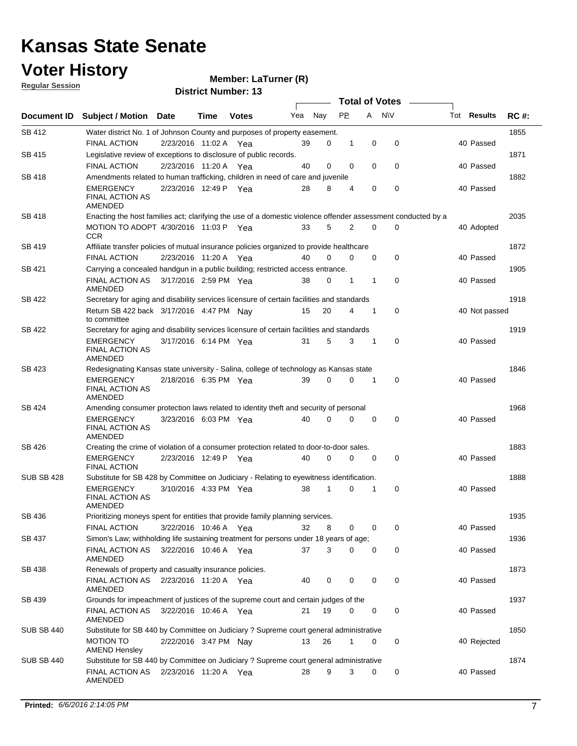# Kansas State Senate

# Voter History

**Regular Session**

**Member: LaTurner (R)**

**District Number: 13**

| Document ID | Subject / Motion | Date | Time | Votes | Yea | Nay | PP | A | N\V | Tot | Results | RC #: |
|---|---|---|---|---|---|---|---|---|---|---|---|---|
| SB 412 | Water district No. 1 of Johnson County and purposes of property easement. | | | | | | | | | | | 1855 |
| | FINAL ACTION | 2/23/2016 | 11:02 A | Yea | 39 | 0 | 1 | 0 | 0 | 40 | Passed | |
| SB 415 | Legislative review of exceptions to disclosure of public records. | | | | | | | | | | | 1871 |
| | FINAL ACTION | 2/23/2016 | 11:20 A | Yea | 40 | 0 | 0 | 0 | 0 | 40 | Passed | |
| SB 418 | Amendments related to human trafficking, children in need of care and juvenile | | | | | | | | | | | 1882 |
| | EMERGENCY FINAL ACTION AS AMENDED | 2/23/2016 | 12:49 P | Yea | 28 | 8 | 4 | 0 | 0 | 40 | Passed | |
| SB 418 | Enacting the host families act; clarifying the use of a domestic violence offender assessment conducted by a | | | | | | | | | | | 2035 |
| | MOTION TO ADOPT CCR | 4/30/2016 | 11:03 P | Yea | 33 | 5 | 2 | 0 | 0 | 40 | Adopted | |
| SB 419 | Affiliate transfer policies of mutual insurance policies organized to provide healthcare | | | | | | | | | | | 1872 |
| | FINAL ACTION | 2/23/2016 | 11:20 A | Yea | 40 | 0 | 0 | 0 | 0 | 40 | Passed | |
| SB 421 | Carrying a concealed handgun in a public building; restricted access entrance. | | | | | | | | | | | 1905 |
| | FINAL ACTION AS AMENDED | 3/17/2016 | 2:59 PM | Yea | 38 | 0 | 1 | 1 | 0 | 40 | Passed | |
| SB 422 | Secretary for aging and disability services licensure of certain facilities and standards | | | | | | | | | | | 1918 |
| | Return SB 422 back to committee | 3/17/2016 | 4:47 PM | Nay | 15 | 20 | 4 | 1 | 0 | 40 | Not passed | |
| SB 422 | Secretary for aging and disability services licensure of certain facilities and standards | | | | | | | | | | | 1919 |
| | EMERGENCY FINAL ACTION AS AMENDED | 3/17/2016 | 6:14 PM | Yea | 31 | 5 | 3 | 1 | 0 | 40 | Passed | |
| SB 423 | Redesignating Kansas state university - Salina, college of technology as Kansas state | | | | | | | | | | | 1846 |
| | EMERGENCY FINAL ACTION AS AMENDED | 2/18/2016 | 6:35 PM | Yea | 39 | 0 | 0 | 1 | 0 | 40 | Passed | |
| SB 424 | Amending consumer protection laws related to identity theft and security of personal | | | | | | | | | | | 1968 |
| | EMERGENCY FINAL ACTION AS AMENDED | 3/23/2016 | 6:03 PM | Yea | 40 | 0 | 0 | 0 | 0 | 40 | Passed | |
| SB 426 | Creating the crime of violation of a consumer protection related to door-to-door sales. | | | | | | | | | | | 1883 |
| | EMERGENCY FINAL ACTION | 2/23/2016 | 12:49 P | Yea | 40 | 0 | 0 | 0 | 0 | 40 | Passed | |
| SUB SB 428 | Substitute for SB 428 by Committee on Judiciary - Relating to eyewitness identification. | | | | | | | | | | | 1888 |
| | EMERGENCY FINAL ACTION AS AMENDED | 3/10/2016 | 4:33 PM | Yea | 38 | 1 | 0 | 1 | 0 | 40 | Passed | |
| SB 436 | Prioritizing moneys spent for entities that provide family planning services. | | | | | | | | | | | 1935 |
| | FINAL ACTION | 3/22/2016 | 10:46 A | Yea | 32 | 8 | 0 | 0 | 0 | 40 | Passed | |
| SB 437 | Simon's Law; withholding life sustaining treatment for persons under 18 years of age; | | | | | | | | | | | 1936 |
| | FINAL ACTION AS AMENDED | 3/22/2016 | 10:46 A | Yea | 37 | 3 | 0 | 0 | 0 | 40 | Passed | |
| SB 438 | Renewals of property and casualty insurance policies. | | | | | | | | | | | 1873 |
| | FINAL ACTION AS AMENDED | 2/23/2016 | 11:20 A | Yea | 40 | 0 | 0 | 0 | 0 | 40 | Passed | |
| SB 439 | Grounds for impeachment of justices of the supreme court and certain judges of the | | | | | | | | | | | 1937 |
| | FINAL ACTION AS AMENDED | 3/22/2016 | 10:46 A | Yea | 21 | 19 | 0 | 0 | 0 | 40 | Passed | |
| SUB SB 440 | Substitute for SB 440 by Committee on Judiciary ? Supreme court general administrative | | | | | | | | | | | 1850 |
| | MOTION TO AMEND Hensley | 2/22/2016 | 3:47 PM | Nay | 13 | 26 | 1 | 0 | 0 | 40 | Rejected | |
| SUB SB 440 | Substitute for SB 440 by Committee on Judiciary ? Supreme court general administrative | | | | | | | | | | | 1874 |
| | FINAL ACTION AS AMENDED | 2/23/2016 | 11:20 A | Yea | 28 | 9 | 3 | 0 | 0 | 40 | Passed | |

**Printed:** *6/6/2016 2:14:05 PM*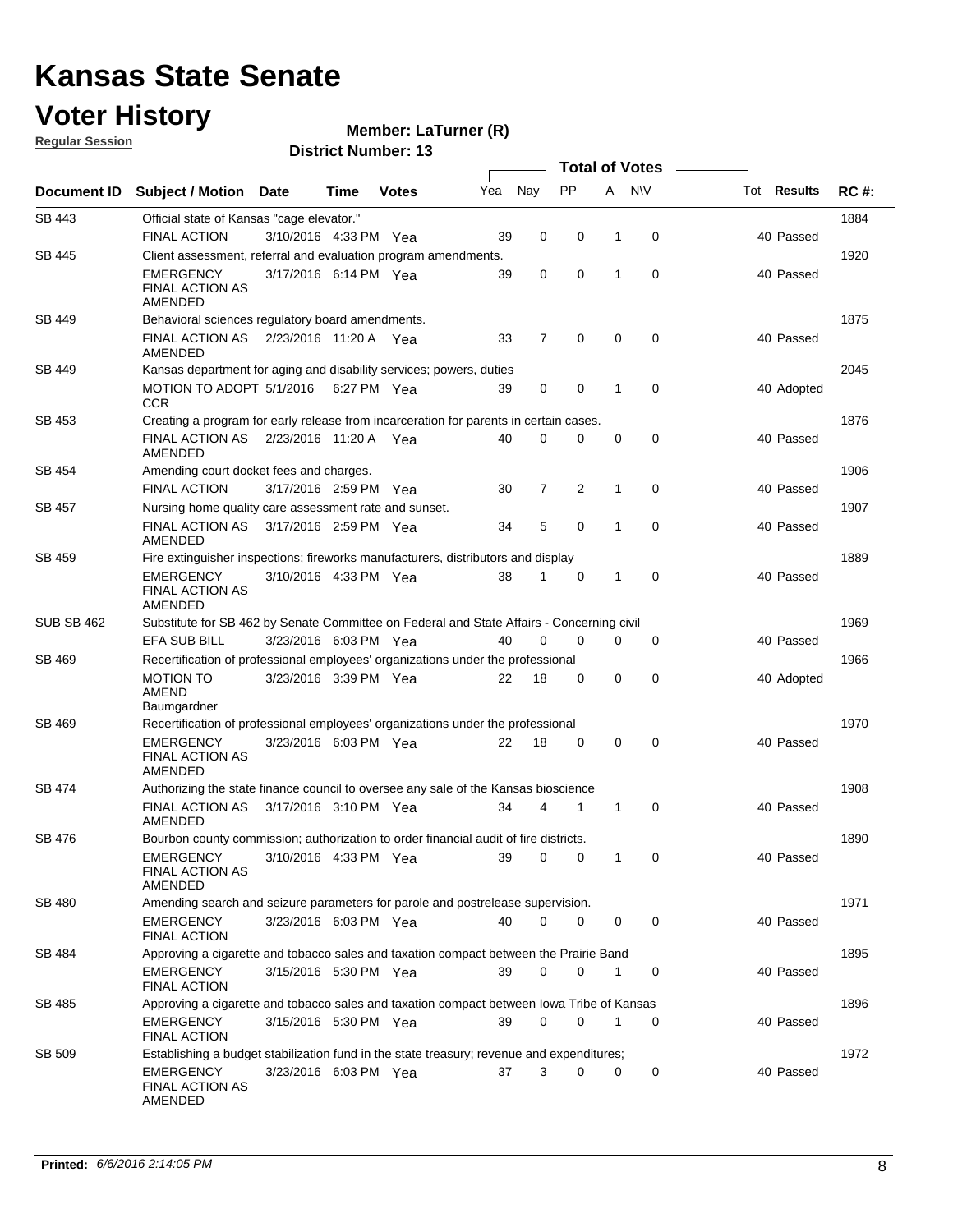# Kansas State Senate

## Voter History

**Regular Session**

**Member: LaTurner (R)**

**District Number: 13**

| Document ID | Subject / Motion | Date | Time | Votes | Yea | Nay | PP | A | N\V | Tot | Results | RC #: |
|---|---|---|---|---|---|---|---|---|---|---|---|---|
| SB 443 | Official state of Kansas "cage elevator." | | | | | | | | | | | 1884 |
| | FINAL ACTION | 3/10/2016 | 4:33 PM | Yea | 39 | 0 | 0 | 1 | 0 | 40 | Passed | |
| SB 445 | Client assessment, referral and evaluation program amendments. | | | | | | | | | | | 1920 |
| | EMERGENCY FINAL ACTION AS AMENDED | 3/17/2016 | 6:14 PM | Yea | 39 | 0 | 0 | 1 | 0 | 40 | Passed | |
| SB 449 | Behavioral sciences regulatory board amendments. | | | | | | | | | | | 1875 |
| | FINAL ACTION AS AMENDED | 2/23/2016 | 11:20 A | Yea | 33 | 7 | 0 | 0 | 0 | 40 | Passed | |
| SB 449 | Kansas department for aging and disability services; powers, duties | | | | | | | | | | | 2045 |
| | MOTION TO ADOPT CCR | 5/1/2016 | 6:27 PM | Yea | 39 | 0 | 0 | 1 | 0 | 40 | Adopted | |
| SB 453 | Creating a program for early release from incarceration for parents in certain cases. | | | | | | | | | | | 1876 |
| | FINAL ACTION AS AMENDED | 2/23/2016 | 11:20 A | Yea | 40 | 0 | 0 | 0 | 0 | 40 | Passed | |
| SB 454 | Amending court docket fees and charges. | | | | | | | | | | | 1906 |
| | FINAL ACTION | 3/17/2016 | 2:59 PM | Yea | 30 | 7 | 2 | 1 | 0 | 40 | Passed | |
| SB 457 | Nursing home quality care assessment rate and sunset. | | | | | | | | | | | 1907 |
| | FINAL ACTION AS AMENDED | 3/17/2016 | 2:59 PM | Yea | 34 | 5 | 0 | 1 | 0 | 40 | Passed | |
| SB 459 | Fire extinguisher inspections; fireworks manufacturers, distributors and display | | | | | | | | | | | 1889 |
| | EMERGENCY FINAL ACTION AS AMENDED | 3/10/2016 | 4:33 PM | Yea | 38 | 1 | 0 | 1 | 0 | 40 | Passed | |
| SUB SB 462 | Substitute for SB 462 by Senate Committee on Federal and State Affairs - Concerning civil | | | | | | | | | | | 1969 |
| | EFA SUB BILL | 3/23/2016 | 6:03 PM | Yea | 40 | 0 | 0 | 0 | 0 | 40 | Passed | |
| SB 469 | Recertification of professional employees' organizations under the professional | | | | | | | | | | | 1966 |
| | MOTION TO AMEND Baumgardner | 3/23/2016 | 3:39 PM | Yea | 22 | 18 | 0 | 0 | 0 | 40 | Adopted | |
| SB 469 | Recertification of professional employees' organizations under the professional | | | | | | | | | | | 1970 |
| | EMERGENCY FINAL ACTION AS AMENDED | 3/23/2016 | 6:03 PM | Yea | 22 | 18 | 0 | 0 | 0 | 40 | Passed | |
| SB 474 | Authorizing the state finance council to oversee any sale of the Kansas bioscience | | | | | | | | | | | 1908 |
| | FINAL ACTION AS AMENDED | 3/17/2016 | 3:10 PM | Yea | 34 | 4 | 1 | 1 | 0 | 40 | Passed | |
| SB 476 | Bourbon county commission; authorization to order financial audit of fire districts. | | | | | | | | | | | 1890 |
| | EMERGENCY FINAL ACTION AS AMENDED | 3/10/2016 | 4:33 PM | Yea | 39 | 0 | 0 | 1 | 0 | 40 | Passed | |
| SB 480 | Amending search and seizure parameters for parole and postrelease supervision. | | | | | | | | | | | 1971 |
| | EMERGENCY FINAL ACTION | 3/23/2016 | 6:03 PM | Yea | 40 | 0 | 0 | 0 | 0 | 40 | Passed | |
| SB 484 | Approving a cigarette and tobacco sales and taxation compact between the Prairie Band | | | | | | | | | | | 1895 |
| | EMERGENCY FINAL ACTION | 3/15/2016 | 5:30 PM | Yea | 39 | 0 | 0 | 1 | 0 | 40 | Passed | |
| SB 485 | Approving a cigarette and tobacco sales and taxation compact between Iowa Tribe of Kansas | | | | | | | | | | | 1896 |
| | EMERGENCY FINAL ACTION | 3/15/2016 | 5:30 PM | Yea | 39 | 0 | 0 | 1 | 0 | 40 | Passed | |
| SB 509 | Establishing a budget stabilization fund in the state treasury; revenue and expenditures; | | | | | | | | | | | 1972 |
| | EMERGENCY FINAL ACTION AS AMENDED | 3/23/2016 | 6:03 PM | Yea | 37 | 3 | 0 | 0 | 0 | 40 | Passed | |

**Printed:** *6/6/2016 2:14:05 PM*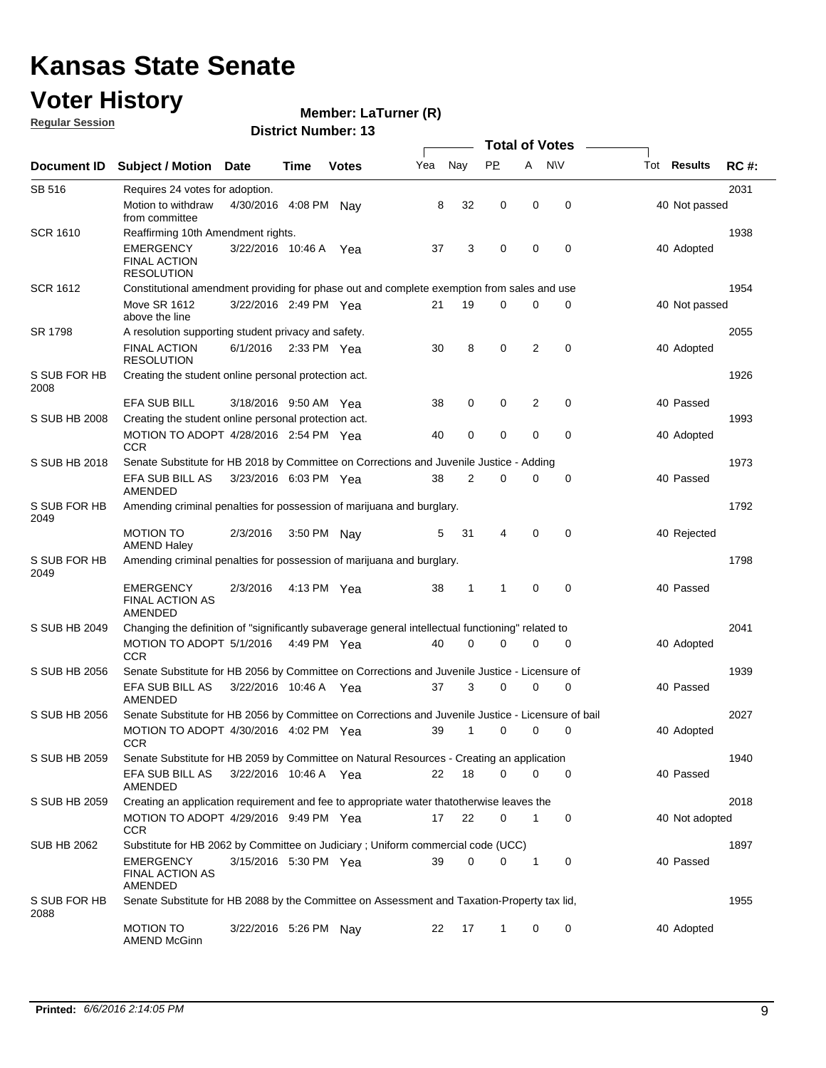# Kansas State Senate

# Voter History

**Regular Session**

**Member: LaTurner (R)**

**District Number: 13**

| Document ID | Subject / Motion | Date | Time | Votes | Yea | Nay | PP | A | N\V | Tot | Results | RC #: |
|---|---|---|---|---|---|---|---|---|---|---|---|---|
| SB 516 | Requires 24 votes for adoption. | | | | | | | | | | | 2031 |
| | Motion to withdraw from committee | 4/30/2016 | 4:08 PM | Nay | 8 | 32 | 0 | 0 | 0 | 40 | Not passed | |
| SCR 1610 | Reaffirming 10th Amendment rights. | | | | | | | | | | | 1938 |
| | EMERGENCY FINAL ACTION RESOLUTION | 3/22/2016 | 10:46 A | Yea | 37 | 3 | 0 | 0 | 0 | 40 | Adopted | |
| SCR 1612 | Constitutional amendment providing for phase out and complete exemption from sales and use | | | | | | | | | | | 1954 |
| | Move SR 1612 above the line | 3/22/2016 | 2:49 PM | Yea | 21 | 19 | 0 | 0 | 0 | 40 | Not passed | |
| SR 1798 | A resolution supporting student privacy and safety. | | | | | | | | | | | 2055 |
| | FINAL ACTION RESOLUTION | 6/1/2016 | 2:33 PM | Yea | 30 | 8 | 0 | 2 | 0 | 40 | Adopted | |
| S SUB FOR HB 2008 | Creating the student online personal protection act. | | | | | | | | | | | 1926 |
| | EFA SUB BILL | 3/18/2016 | 9:50 AM | Yea | 38 | 0 | 0 | 2 | 0 | 40 | Passed | |
| S SUB HB 2008 | Creating the student online personal protection act. | | | | | | | | | | | 1993 |
| | MOTION TO ADOPT CCR | 4/28/2016 | 2:54 PM | Yea | 40 | 0 | 0 | 0 | 0 | 40 | Adopted | |
| S SUB HB 2018 | Senate Substitute for HB 2018 by Committee on Corrections and Juvenile Justice - Adding | | | | | | | | | | | 1973 |
| | EFA SUB BILL AS AMENDED | 3/23/2016 | 6:03 PM | Yea | 38 | 2 | 0 | 0 | 0 | 40 | Passed | |
| S SUB FOR HB 2049 | Amending criminal penalties for possession of marijuana and burglary. | | | | | | | | | | | 1792 |
| | MOTION TO AMEND Haley | 2/3/2016 | 3:50 PM | Nay | 5 | 31 | 4 | 0 | 0 | 40 | Rejected | |
| S SUB FOR HB 2049 | Amending criminal penalties for possession of marijuana and burglary. | | | | | | | | | | | 1798 |
| | EMERGENCY FINAL ACTION AS AMENDED | 2/3/2016 | 4:13 PM | Yea | 38 | 1 | 1 | 0 | 0 | 40 | Passed | |
| S SUB HB 2049 | Changing the definition of "significantly subaverage general intellectual functioning" related to | | | | | | | | | | | 2041 |
| | MOTION TO ADOPT CCR | 5/1/2016 | 4:49 PM | Yea | 40 | 0 | 0 | 0 | 0 | 40 | Adopted | |
| S SUB HB 2056 | Senate Substitute for HB 2056 by Committee on Corrections and Juvenile Justice - Licensure of | | | | | | | | | | | 1939 |
| | EFA SUB BILL AS AMENDED | 3/22/2016 | 10:46 A | Yea | 37 | 3 | 0 | 0 | 0 | 40 | Passed | |
| S SUB HB 2056 | Senate Substitute for HB 2056 by Committee on Corrections and Juvenile Justice - Licensure of bail | | | | | | | | | | | 2027 |
| | MOTION TO ADOPT CCR | 4/30/2016 | 4:02 PM | Yea | 39 | 1 | 0 | 0 | 0 | 40 | Adopted | |
| S SUB HB 2059 | Senate Substitute for HB 2059 by Committee on Natural Resources - Creating an application | | | | | | | | | | | 1940 |
| | EFA SUB BILL AS AMENDED | 3/22/2016 | 10:46 A | Yea | 22 | 18 | 0 | 0 | 0 | 40 | Passed | |
| S SUB HB 2059 | Creating an application requirement and fee to appropriate water thatotherwise leaves the | | | | | | | | | | | 2018 |
| | MOTION TO ADOPT CCR | 4/29/2016 | 9:49 PM | Yea | 17 | 22 | 0 | 1 | 0 | 40 | Not adopted | |
| SUB HB 2062 | Substitute for HB 2062 by Committee on Judiciary ; Uniform commercial code (UCC) | | | | | | | | | | | 1897 |
| | EMERGENCY FINAL ACTION AS AMENDED | 3/15/2016 | 5:30 PM | Yea | 39 | 0 | 0 | 1 | 0 | 40 | Passed | |
| S SUB FOR HB 2088 | Senate Substitute for HB 2088 by the Committee on Assessment and Taxation-Property tax lid, | | | | | | | | | | | 1955 |
| | MOTION TO AMEND McGinn | 3/22/2016 | 5:26 PM | Nay | 22 | 17 | 1 | 0 | 0 | 40 | Adopted | |

**Printed:** *6/6/2016 2:14:05 PM*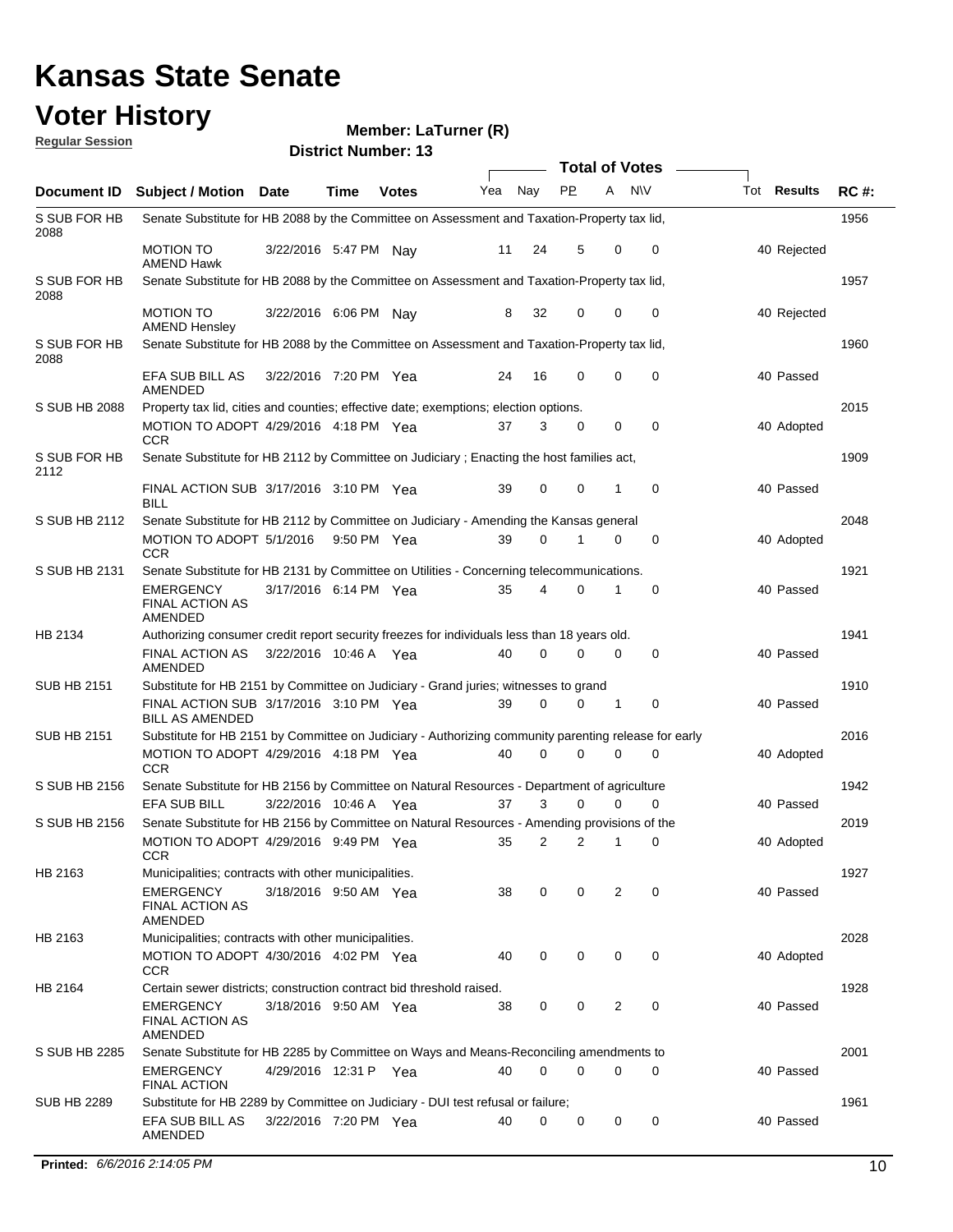# Kansas State Senate

## Voter History

**Regular Session**

**Member: LaTurner (R)**

**District Number: 13**

| Document ID | Subject / Motion | Date | Time | Votes | Yea | Nay | PP | A | NV | Tot | Results | RC #: |
|---|---|---|---|---|---|---|---|---|---|---|---|---|
| S SUB FOR HB 2088 | Senate Substitute for HB 2088 by the Committee on Assessment and Taxation-Property tax lid, | | | | | | | | | | | 1956 |
| | MOTION TO AMEND Hawk | 3/22/2016 | 5:47 PM | Nay | 11 | 24 | 5 | 0 | 0 | 40 | Rejected | |
| S SUB FOR HB 2088 | Senate Substitute for HB 2088 by the Committee on Assessment and Taxation-Property tax lid, | | | | | | | | | | | 1957 |
| | MOTION TO AMEND Hensley | 3/22/2016 | 6:06 PM | Nay | 8 | 32 | 0 | 0 | 0 | 40 | Rejected | |
| S SUB FOR HB 2088 | Senate Substitute for HB 2088 by the Committee on Assessment and Taxation-Property tax lid, | | | | | | | | | | | 1960 |
| | EFA SUB BILL AS AMENDED | 3/22/2016 | 7:20 PM | Yea | 24 | 16 | 0 | 0 | 0 | 40 | Passed | |
| S SUB HB 2088 | Property tax lid, cities and counties; effective date; exemptions; election options. | | | | | | | | | | | 2015 |
| | MOTION TO ADOPT CCR | 4/29/2016 | 4:18 PM | Yea | 37 | 3 | 0 | 0 | 0 | 40 | Adopted | |
| S SUB FOR HB 2112 | Senate Substitute for HB 2112 by Committee on Judiciary ; Enacting the host families act, | | | | | | | | | | | 1909 |
| | FINAL ACTION SUB BILL | 3/17/2016 | 3:10 PM | Yea | 39 | 0 | 0 | 1 | 0 | 40 | Passed | |
| S SUB HB 2112 | Senate Substitute for HB 2112 by Committee on Judiciary - Amending the Kansas general | | | | | | | | | | | 2048 |
| | MOTION TO ADOPT CCR | 5/1/2016 | 9:50 PM | Yea | 39 | 0 | 1 | 0 | 0 | 40 | Adopted | |
| S SUB HB 2131 | Senate Substitute for HB 2131 by Committee on Utilities - Concerning telecommunications. | | | | | | | | | | | 1921 |
| | EMERGENCY FINAL ACTION AS AMENDED | 3/17/2016 | 6:14 PM | Yea | 35 | 4 | 0 | 1 | 0 | 40 | Passed | |
| HB 2134 | Authorizing consumer credit report security freezes for individuals less than 18 years old. | | | | | | | | | | | 1941 |
| | FINAL ACTION AS AMENDED | 3/22/2016 | 10:46 A | Yea | 40 | 0 | 0 | 0 | 0 | 40 | Passed | |
| SUB HB 2151 | Substitute for HB 2151 by Committee on Judiciary - Grand juries; witnesses to grand | | | | | | | | | | | 1910 |
| | FINAL ACTION SUB BILL AS AMENDED | 3/17/2016 | 3:10 PM | Yea | 39 | 0 | 0 | 1 | 0 | 40 | Passed | |
| SUB HB 2151 | Substitute for HB 2151 by Committee on Judiciary - Authorizing community parenting release for early | | | | | | | | | | | 2016 |
| | MOTION TO ADOPT CCR | 4/29/2016 | 4:18 PM | Yea | 40 | 0 | 0 | 0 | 0 | 40 | Adopted | |
| S SUB HB 2156 | Senate Substitute for HB 2156 by Committee on Natural Resources - Department of agriculture | | | | | | | | | | | 1942 |
| | EFA SUB BILL | 3/22/2016 | 10:46 A | Yea | 37 | 3 | 0 | 0 | 0 | 40 | Passed | |
| S SUB HB 2156 | Senate Substitute for HB 2156 by Committee on Natural Resources - Amending provisions of the | | | | | | | | | | | 2019 |
| | MOTION TO ADOPT CCR | 4/29/2016 | 9:49 PM | Yea | 35 | 2 | 2 | 1 | 0 | 40 | Adopted | |
| HB 2163 | Municipalities; contracts with other municipalities. | | | | | | | | | | | 1927 |
| | EMERGENCY FINAL ACTION AS AMENDED | 3/18/2016 | 9:50 AM | Yea | 38 | 0 | 0 | 2 | 0 | 40 | Passed | |
| HB 2163 | Municipalities; contracts with other municipalities. | | | | | | | | | | | 2028 |
| | MOTION TO ADOPT CCR | 4/30/2016 | 4:02 PM | Yea | 40 | 0 | 0 | 0 | 0 | 40 | Adopted | |
| HB 2164 | Certain sewer districts; construction contract bid threshold raised. | | | | | | | | | | | 1928 |
| | EMERGENCY FINAL ACTION AS AMENDED | 3/18/2016 | 9:50 AM | Yea | 38 | 0 | 0 | 2 | 0 | 40 | Passed | |
| S SUB HB 2285 | Senate Substitute for HB 2285 by Committee on Ways and Means-Reconciling amendments to | | | | | | | | | | | 2001 |
| | EMERGENCY FINAL ACTION | 4/29/2016 | 12:31 P | Yea | 40 | 0 | 0 | 0 | 0 | 40 | Passed | |
| SUB HB 2289 | Substitute for HB 2289 by Committee on Judiciary - DUI test refusal or failure; | | | | | | | | | | | 1961 |
| | EFA SUB BILL AS AMENDED | 3/22/2016 | 7:20 PM | Yea | 40 | 0 | 0 | 0 | 0 | 40 | Passed | |

**Printed:** *6/6/2016 2:14:05 PM*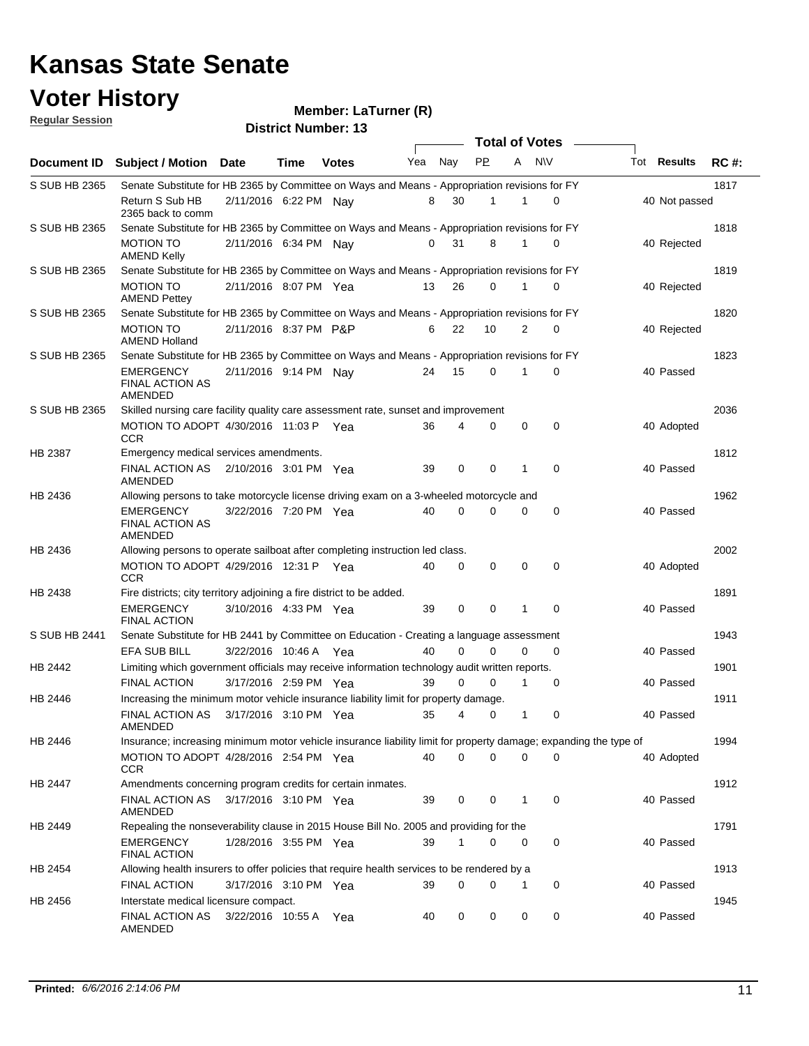# Kansas State Senate

# Voter History

**Regular Session**

**Member: LaTurner (R)**

**District Number: 13**

| Document ID | Subject / Motion | Date | Time | Votes | Yea | Nay | PP | A | N\V | Tot | Results | RC #: |
|---|---|---|---|---|---|---|---|---|---|---|---|---|
| S SUB HB 2365 | Senate Substitute for HB 2365 by Committee on Ways and Means - Appropriation revisions for FY | | | | | | | | | | | 1817 |
| | Return S Sub HB 2365 back to comm | 2/11/2016 | 6:22 PM | Nay | 8 | 30 | 1 | 1 | 0 | 40 | Not passed | |
| S SUB HB 2365 | Senate Substitute for HB 2365 by Committee on Ways and Means - Appropriation revisions for FY | | | | | | | | | | | 1818 |
| | MOTION TO AMEND Kelly | 2/11/2016 | 6:34 PM | Nay | 0 | 31 | 8 | 1 | 0 | 40 | Rejected | |
| S SUB HB 2365 | Senate Substitute for HB 2365 by Committee on Ways and Means - Appropriation revisions for FY | | | | | | | | | | | 1819 |
| | MOTION TO AMEND Pettey | 2/11/2016 | 8:07 PM | Yea | 13 | 26 | 0 | 1 | 0 | 40 | Rejected | |
| S SUB HB 2365 | Senate Substitute for HB 2365 by Committee on Ways and Means - Appropriation revisions for FY | | | | | | | | | | | 1820 |
| | MOTION TO AMEND Holland | 2/11/2016 | 8:37 PM | P&P | 6 | 22 | 10 | 2 | 0 | 40 | Rejected | |
| S SUB HB 2365 | Senate Substitute for HB 2365 by Committee on Ways and Means - Appropriation revisions for FY | | | | | | | | | | | 1823 |
| | EMERGENCY FINAL ACTION AS AMENDED | 2/11/2016 | 9:14 PM | Nay | 24 | 15 | 0 | 1 | 0 | 40 | Passed | |
| S SUB HB 2365 | Skilled nursing care facility quality care assessment rate, sunset and improvement | | | | | | | | | | | 2036 |
| | MOTION TO ADOPT CCR | 4/30/2016 | 11:03 P | Yea | 36 | 4 | 0 | 0 | 0 | 40 | Adopted | |
| HB 2387 | Emergency medical services amendments. | | | | | | | | | | | 1812 |
| | FINAL ACTION AS AMENDED | 2/10/2016 | 3:01 PM | Yea | 39 | 0 | 0 | 1 | 0 | 40 | Passed | |
| HB 2436 | Allowing persons to take motorcycle license driving exam on a 3-wheeled motorcycle and | | | | | | | | | | | 1962 |
| | EMERGENCY FINAL ACTION AS AMENDED | 3/22/2016 | 7:20 PM | Yea | 40 | 0 | 0 | 0 | 0 | 40 | Passed | |
| HB 2436 | Allowing persons to operate sailboat after completing instruction led class. | | | | | | | | | | | 2002 |
| | MOTION TO ADOPT CCR | 4/29/2016 | 12:31 P | Yea | 40 | 0 | 0 | 0 | 0 | 40 | Adopted | |
| HB 2438 | Fire districts; city territory adjoining a fire district to be added. | | | | | | | | | | | 1891 |
| | EMERGENCY FINAL ACTION | 3/10/2016 | 4:33 PM | Yea | 39 | 0 | 0 | 1 | 0 | 40 | Passed | |
| S SUB HB 2441 | Senate Substitute for HB 2441 by Committee on Education - Creating a language assessment | | | | | | | | | | | 1943 |
| | EFA SUB BILL | 3/22/2016 | 10:46 A | Yea | 40 | 0 | 0 | 0 | 0 | 40 | Passed | |
| HB 2442 | Limiting which government officials may receive information technology audit written reports. | | | | | | | | | | | 1901 |
| | FINAL ACTION | 3/17/2016 | 2:59 PM | Yea | 39 | 0 | 0 | 1 | 0 | 40 | Passed | |
| HB 2446 | Increasing the minimum motor vehicle insurance liability limit for property damage. | | | | | | | | | | | 1911 |
| | FINAL ACTION AS AMENDED | 3/17/2016 | 3:10 PM | Yea | 35 | 4 | 0 | 1 | 0 | 40 | Passed | |
| HB 2446 | Insurance; increasing minimum motor vehicle insurance liability limit for property damage; expanding the type of | | | | | | | | | | | 1994 |
| | MOTION TO ADOPT CCR | 4/28/2016 | 2:54 PM | Yea | 40 | 0 | 0 | 0 | 0 | 40 | Adopted | |
| HB 2447 | Amendments concerning program credits for certain inmates. | | | | | | | | | | | 1912 |
| | FINAL ACTION AS AMENDED | 3/17/2016 | 3:10 PM | Yea | 39 | 0 | 0 | 1 | 0 | 40 | Passed | |
| HB 2449 | Repealing the nonseverability clause in 2015 House Bill No. 2005 and providing for the | | | | | | | | | | | 1791 |
| | EMERGENCY FINAL ACTION | 1/28/2016 | 3:55 PM | Yea | 39 | 1 | 0 | 0 | 0 | 40 | Passed | |
| HB 2454 | Allowing health insurers to offer policies that require health services to be rendered by a | | | | | | | | | | | 1913 |
| | FINAL ACTION | 3/17/2016 | 3:10 PM | Yea | 39 | 0 | 0 | 1 | 0 | 40 | Passed | |
| HB 2456 | Interstate medical licensure compact. | | | | | | | | | | | 1945 |
| | FINAL ACTION AS AMENDED | 3/22/2016 | 10:55 A | Yea | 40 | 0 | 0 | 0 | 0 | 40 | Passed | |

**Printed:** *6/6/2016 2:14:06 PM*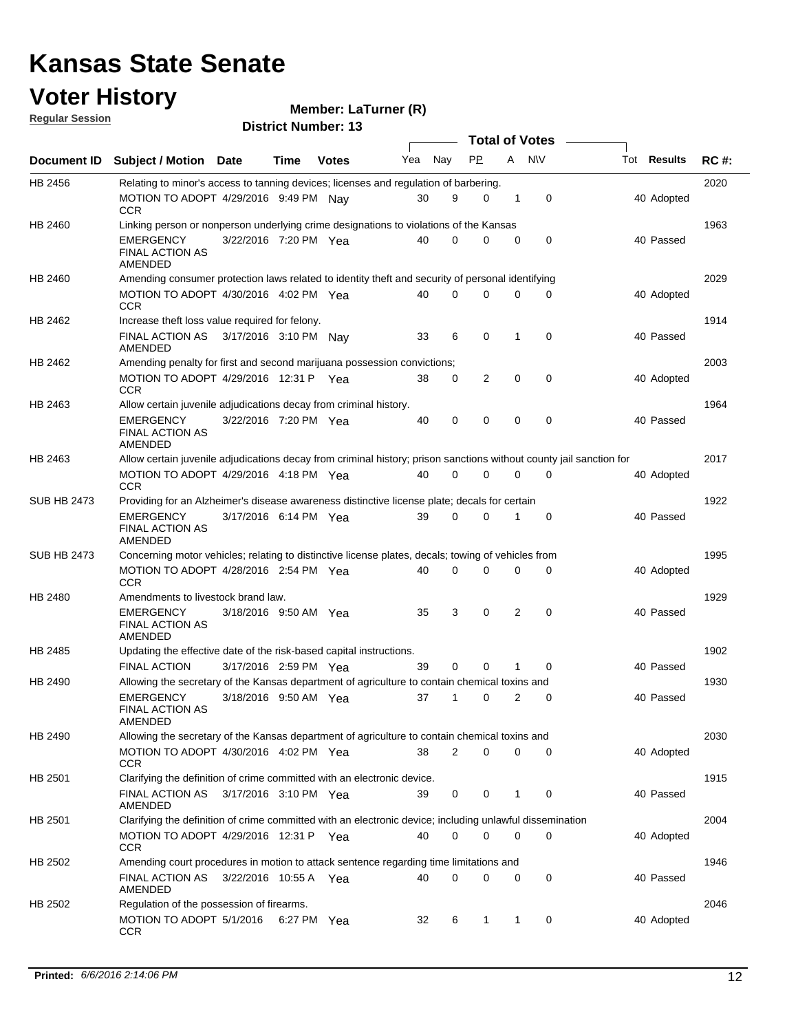# Kansas State Senate

## Voter History

**Regular Session**

**Member: LaTurner (R)**

**District Number: 13**

| Document ID | Subject / Motion | Date | Time | Votes | Yea | Nay | PP | A | N\V | Tot | Results | RC #: |
|---|---|---|---|---|---|---|---|---|---|---|---|---|
| HB 2456 | Relating to minor's access to tanning devices; licenses and regulation of barbering. | | | | | | | | | | | 2020 |
| | MOTION TO ADOPT CCR | 4/29/2016 | 9:49 PM | Nay | 30 | 9 | 0 | 1 | 0 | 40 | Adopted | |
| HB 2460 | Linking person or nonperson underlying crime designations to violations of the Kansas | | | | | | | | | | | 1963 |
| | EMERGENCY FINAL ACTION AS AMENDED | 3/22/2016 | 7:20 PM | Yea | 40 | 0 | 0 | 0 | 0 | 40 | Passed | |
| HB 2460 | Amending consumer protection laws related to identity theft and security of personal identifying | | | | | | | | | | | 2029 |
| | MOTION TO ADOPT CCR | 4/30/2016 | 4:02 PM | Yea | 40 | 0 | 0 | 0 | 0 | 40 | Adopted | |
| HB 2462 | Increase theft loss value required for felony. | | | | | | | | | | | 1914 |
| | FINAL ACTION AS AMENDED | 3/17/2016 | 3:10 PM | Nay | 33 | 6 | 0 | 1 | 0 | 40 | Passed | |
| HB 2462 | Amending penalty for first and second marijuana possession convictions; | | | | | | | | | | | 2003 |
| | MOTION TO ADOPT CCR | 4/29/2016 | 12:31 P | Yea | 38 | 0 | 2 | 0 | 0 | 40 | Adopted | |
| HB 2463 | Allow certain juvenile adjudications decay from criminal history. | | | | | | | | | | | 1964 |
| | EMERGENCY FINAL ACTION AS AMENDED | 3/22/2016 | 7:20 PM | Yea | 40 | 0 | 0 | 0 | 0 | 40 | Passed | |
| HB 2463 | Allow certain juvenile adjudications decay from criminal history; prison sanctions without county jail sanction for | | | | | | | | | | | 2017 |
| | MOTION TO ADOPT CCR | 4/29/2016 | 4:18 PM | Yea | 40 | 0 | 0 | 0 | 0 | 40 | Adopted | |
| SUB HB 2473 | Providing for an Alzheimer's disease awareness distinctive license plate; decals for certain | | | | | | | | | | | 1922 |
| | EMERGENCY FINAL ACTION AS AMENDED | 3/17/2016 | 6:14 PM | Yea | 39 | 0 | 0 | 1 | 0 | 40 | Passed | |
| SUB HB 2473 | Concerning motor vehicles; relating to distinctive license plates, decals; towing of vehicles from | | | | | | | | | | | 1995 |
| | MOTION TO ADOPT CCR | 4/28/2016 | 2:54 PM | Yea | 40 | 0 | 0 | 0 | 0 | 40 | Adopted | |
| HB 2480 | Amendments to livestock brand law. | | | | | | | | | | | 1929 |
| | EMERGENCY FINAL ACTION AS AMENDED | 3/18/2016 | 9:50 AM | Yea | 35 | 3 | 0 | 2 | 0 | 40 | Passed | |
| HB 2485 | Updating the effective date of the risk-based capital instructions. | | | | | | | | | | | 1902 |
| | FINAL ACTION | 3/17/2016 | 2:59 PM | Yea | 39 | 0 | 0 | 1 | 0 | 40 | Passed | |
| HB 2490 | Allowing the secretary of the Kansas department of agriculture to contain chemical toxins and | | | | | | | | | | | 1930 |
| | EMERGENCY FINAL ACTION AS AMENDED | 3/18/2016 | 9:50 AM | Yea | 37 | 1 | 0 | 2 | 0 | 40 | Passed | |
| HB 2490 | Allowing the secretary of the Kansas department of agriculture to contain chemical toxins and | | | | | | | | | | | 2030 |
| | MOTION TO ADOPT CCR | 4/30/2016 | 4:02 PM | Yea | 38 | 2 | 0 | 0 | 0 | 40 | Adopted | |
| HB 2501 | Clarifying the definition of crime committed with an electronic device. | | | | | | | | | | | 1915 |
| | FINAL ACTION AS AMENDED | 3/17/2016 | 3:10 PM | Yea | 39 | 0 | 0 | 1 | 0 | 40 | Passed | |
| HB 2501 | Clarifying the definition of crime committed with an electronic device; including unlawful dissemination | | | | | | | | | | | 2004 |
| | MOTION TO ADOPT CCR | 4/29/2016 | 12:31 P | Yea | 40 | 0 | 0 | 0 | 0 | 40 | Adopted | |
| HB 2502 | Amending court procedures in motion to attack sentence regarding time limitations and | | | | | | | | | | | 1946 |
| | FINAL ACTION AS AMENDED | 3/22/2016 | 10:55 A | Yea | 40 | 0 | 0 | 0 | 0 | 40 | Passed | |
| HB 2502 | Regulation of the possession of firearms. | | | | | | | | | | | 2046 |
| | MOTION TO ADOPT CCR | 5/1/2016 | 6:27 PM | Yea | 32 | 6 | 1 | 1 | 0 | 40 | Adopted | |

**Printed:** *6/6/2016 2:14:06 PM*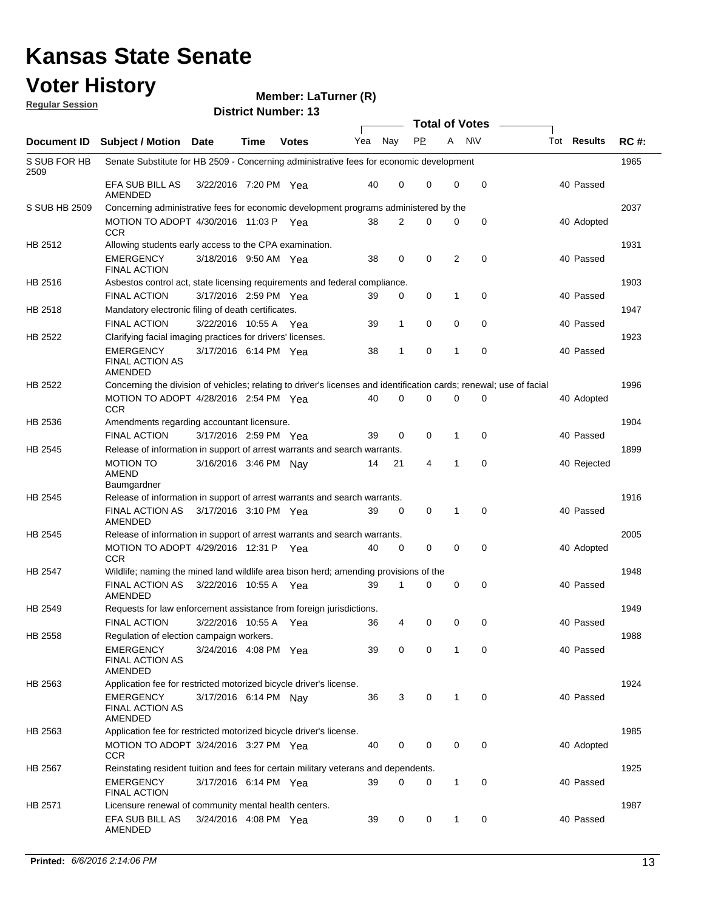# Kansas State Senate

## Voter History

**Regular Session**

**Member: LaTurner (R)**

**District Number: 13**

| Document ID | Subject / Motion | Date | Time | Votes | Yea | Nay | PP | A | N\V | Tot | Results | RC #: |
|---|---|---|---|---|---|---|---|---|---|---|---|---|
| S SUB FOR HB 2509 | Senate Substitute for HB 2509 - Concerning administrative fees for economic development | | | | | | | | | | | 1965 |
| | EFA SUB BILL AS AMENDED | 3/22/2016 | 7:20 PM | Yea | 40 | 0 | 0 | 0 | 0 | 40 | Passed | |
| S SUB HB 2509 | Concerning administrative fees for economic development programs administered by the | | | | | | | | | | | 2037 |
| | MOTION TO ADOPT CCR | 4/30/2016 | 11:03 P | Yea | 38 | 2 | 0 | 0 | 0 | 40 | Adopted | |
| HB 2512 | Allowing students early access to the CPA examination. | | | | | | | | | | | 1931 |
| | EMERGENCY FINAL ACTION | 3/18/2016 | 9:50 AM | Yea | 38 | 0 | 0 | 2 | 0 | 40 | Passed | |
| HB 2516 | Asbestos control act, state licensing requirements and federal compliance. | | | | | | | | | | | 1903 |
| | FINAL ACTION | 3/17/2016 | 2:59 PM | Yea | 39 | 0 | 0 | 1 | 0 | 40 | Passed | |
| HB 2518 | Mandatory electronic filing of death certificates. | | | | | | | | | | | 1947 |
| | FINAL ACTION | 3/22/2016 | 10:55 A | Yea | 39 | 1 | 0 | 0 | 0 | 40 | Passed | |
| HB 2522 | Clarifying facial imaging practices for drivers' licenses. | | | | | | | | | | | 1923 |
| | EMERGENCY FINAL ACTION AS AMENDED | 3/17/2016 | 6:14 PM | Yea | 38 | 1 | 0 | 1 | 0 | 40 | Passed | |
| HB 2522 | Concerning the division of vehicles; relating to driver's licenses and identification cards; renewal; use of facial | | | | | | | | | | | 1996 |
| | MOTION TO ADOPT CCR | 4/28/2016 | 2:54 PM | Yea | 40 | 0 | 0 | 0 | 0 | 40 | Adopted | |
| HB 2536 | Amendments regarding accountant licensure. | | | | | | | | | | | 1904 |
| | FINAL ACTION | 3/17/2016 | 2:59 PM | Yea | 39 | 0 | 0 | 1 | 0 | 40 | Passed | |
| HB 2545 | Release of information in support of arrest warrants and search warrants. | | | | | | | | | | | 1899 |
| | MOTION TO AMEND Baumgardner | 3/16/2016 | 3:46 PM | Nay | 14 | 21 | 4 | 1 | 0 | 40 | Rejected | |
| HB 2545 | Release of information in support of arrest warrants and search warrants. | | | | | | | | | | | 1916 |
| | FINAL ACTION AS AMENDED | 3/17/2016 | 3:10 PM | Yea | 39 | 0 | 0 | 1 | 0 | 40 | Passed | |
| HB 2545 | Release of information in support of arrest warrants and search warrants. | | | | | | | | | | | 2005 |
| | MOTION TO ADOPT CCR | 4/29/2016 | 12:31 P | Yea | 40 | 0 | 0 | 0 | 0 | 40 | Adopted | |
| HB 2547 | Wildlife; naming the mined land wildlife area bison herd; amending provisions of the | | | | | | | | | | | 1948 |
| | FINAL ACTION AS AMENDED | 3/22/2016 | 10:55 A | Yea | 39 | 1 | 0 | 0 | 0 | 40 | Passed | |
| HB 2549 | Requests for law enforcement assistance from foreign jurisdictions. | | | | | | | | | | | 1949 |
| | FINAL ACTION | 3/22/2016 | 10:55 A | Yea | 36 | 4 | 0 | 0 | 0 | 40 | Passed | |
| HB 2558 | Regulation of election campaign workers. | | | | | | | | | | | 1988 |
| | EMERGENCY FINAL ACTION AS AMENDED | 3/24/2016 | 4:08 PM | Yea | 39 | 0 | 0 | 1 | 0 | 40 | Passed | |
| HB 2563 | Application fee for restricted motorized bicycle driver's license. | | | | | | | | | | | 1924 |
| | EMERGENCY FINAL ACTION AS AMENDED | 3/17/2016 | 6:14 PM | Nay | 36 | 3 | 0 | 1 | 0 | 40 | Passed | |
| HB 2563 | Application fee for restricted motorized bicycle driver's license. | | | | | | | | | | | 1985 |
| | MOTION TO ADOPT CCR | 3/24/2016 | 3:27 PM | Yea | 40 | 0 | 0 | 0 | 0 | 40 | Adopted | |
| HB 2567 | Reinstating resident tuition and fees for certain military veterans and dependents. | | | | | | | | | | | 1925 |
| | EMERGENCY FINAL ACTION | 3/17/2016 | 6:14 PM | Yea | 39 | 0 | 0 | 1 | 0 | 40 | Passed | |
| HB 2571 | Licensure renewal of community mental health centers. | | | | | | | | | | | 1987 |
| | EFA SUB BILL AS AMENDED | 3/24/2016 | 4:08 PM | Yea | 39 | 0 | 0 | 1 | 0 | 40 | Passed | |

**Printed:** *6/6/2016 2:14:06 PM*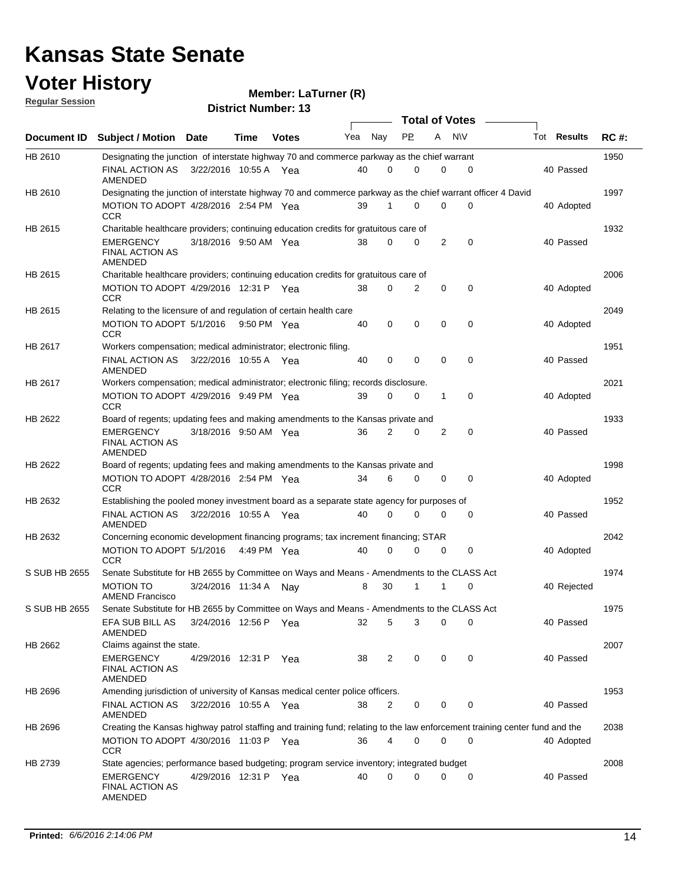# Kansas State Senate

# Voter History

**Regular Session**

**Member: LaTurner (R)**

**District Number: 13**

| Document ID | Subject / Motion | Date | Time | Votes | Yea | Nay | PP | A | N\V | Tot | Results | RC #: |
|---|---|---|---|---|---|---|---|---|---|---|---|---|
| HB 2610 | Designating the junction of interstate highway 70 and commerce parkway as the chief warrant | | | | | | | | | | | 1950 |
| | FINAL ACTION AS AMENDED | 3/22/2016 | 10:55 A | Yea | 40 | 0 | 0 | 0 | 0 | 40 | Passed | |
| HB 2610 | Designating the junction of interstate highway 70 and commerce parkway as the chief warrant officer 4 David | | | | | | | | | | | 1997 |
| | MOTION TO ADOPT CCR | 4/28/2016 | 2:54 PM | Yea | 39 | 1 | 0 | 0 | 0 | 40 | Adopted | |
| HB 2615 | Charitable healthcare providers; continuing education credits for gratuitous care of | | | | | | | | | | | 1932 |
| | EMERGENCY FINAL ACTION AS AMENDED | 3/18/2016 | 9:50 AM | Yea | 38 | 0 | 0 | 2 | 0 | 40 | Passed | |
| HB 2615 | Charitable healthcare providers; continuing education credits for gratuitous care of | | | | | | | | | | | 2006 |
| | MOTION TO ADOPT CCR | 4/29/2016 | 12:31 P | Yea | 38 | 0 | 2 | 0 | 0 | 40 | Adopted | |
| HB 2615 | Relating to the licensure of and regulation of certain health care | | | | | | | | | | | 2049 |
| | MOTION TO ADOPT CCR | 5/1/2016 | 9:50 PM | Yea | 40 | 0 | 0 | 0 | 0 | 40 | Adopted | |
| HB 2617 | Workers compensation; medical administrator; electronic filing. | | | | | | | | | | | 1951 |
| | FINAL ACTION AS AMENDED | 3/22/2016 | 10:55 A | Yea | 40 | 0 | 0 | 0 | 0 | 40 | Passed | |
| HB 2617 | Workers compensation; medical administrator; electronic filing; records disclosure. | | | | | | | | | | | 2021 |
| | MOTION TO ADOPT CCR | 4/29/2016 | 9:49 PM | Yea | 39 | 0 | 0 | 1 | 0 | 40 | Adopted | |
| HB 2622 | Board of regents; updating fees and making amendments to the Kansas private and | | | | | | | | | | | 1933 |
| | EMERGENCY FINAL ACTION AS AMENDED | 3/18/2016 | 9:50 AM | Yea | 36 | 2 | 0 | 2 | 0 | 40 | Passed | |
| HB 2622 | Board of regents; updating fees and making amendments to the Kansas private and | | | | | | | | | | | 1998 |
| | MOTION TO ADOPT CCR | 4/28/2016 | 2:54 PM | Yea | 34 | 6 | 0 | 0 | 0 | 40 | Adopted | |
| HB 2632 | Establishing the pooled money investment board as a separate state agency for purposes of | | | | | | | | | | | 1952 |
| | FINAL ACTION AS AMENDED | 3/22/2016 | 10:55 A | Yea | 40 | 0 | 0 | 0 | 0 | 40 | Passed | |
| HB 2632 | Concerning economic development financing programs; tax increment financing; STAR | | | | | | | | | | | 2042 |
| | MOTION TO ADOPT CCR | 5/1/2016 | 4:49 PM | Yea | 40 | 0 | 0 | 0 | 0 | 40 | Adopted | |
| S SUB HB 2655 | Senate Substitute for HB 2655 by Committee on Ways and Means - Amendments to the CLASS Act | | | | | | | | | | | 1974 |
| | MOTION TO AMEND Francisco | 3/24/2016 | 11:34 A | Nay | 8 | 30 | 1 | 1 | 0 | 40 | Rejected | |
| S SUB HB 2655 | Senate Substitute for HB 2655 by Committee on Ways and Means - Amendments to the CLASS Act | | | | | | | | | | | 1975 |
| | EFA SUB BILL AS AMENDED | 3/24/2016 | 12:56 P | Yea | 32 | 5 | 3 | 0 | 0 | 40 | Passed | |
| HB 2662 | Claims against the state. | | | | | | | | | | | 2007 |
| | EMERGENCY FINAL ACTION AS AMENDED | 4/29/2016 | 12:31 P | Yea | 38 | 2 | 0 | 0 | 0 | 40 | Passed | |
| HB 2696 | Amending jurisdiction of university of Kansas medical center police officers. | | | | | | | | | | | 1953 |
| | FINAL ACTION AS AMENDED | 3/22/2016 | 10:55 A | Yea | 38 | 2 | 0 | 0 | 0 | 40 | Passed | |
| HB 2696 | Creating the Kansas highway patrol staffing and training fund; relating to the law enforcement training center fund and the | | | | | | | | | | | 2038 |
| | MOTION TO ADOPT CCR | 4/30/2016 | 11:03 P | Yea | 36 | 4 | 0 | 0 | 0 | 40 | Adopted | |
| HB 2739 | State agencies; performance based budgeting; program service inventory; integrated budget | | | | | | | | | | | 2008 |
| | EMERGENCY FINAL ACTION AS AMENDED | 4/29/2016 | 12:31 P | Yea | 40 | 0 | 0 | 0 | 0 | 40 | Passed | |

**Printed:** *6/6/2016 2:14:06 PM*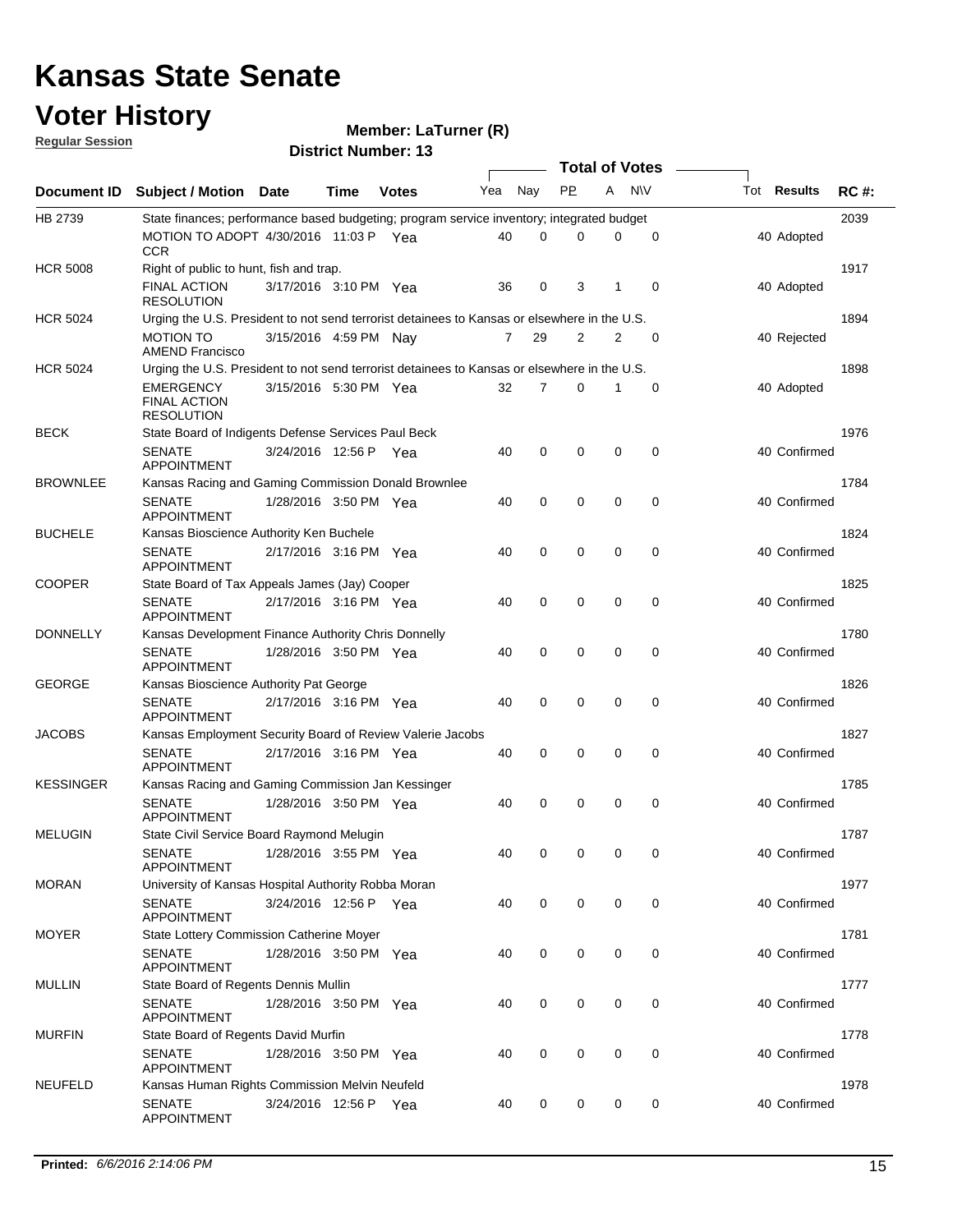# Kansas State Senate

# Voter History

**Regular Session**

**Member: LaTurner (R)**

**District Number: 13**

| Document ID | Subject / Motion | Date | Time | Votes | Yea | Nay | PP | A | NV | Tot | Results | RC #: |
|---|---|---|---|---|---|---|---|---|---|---|---|---|
| HB 2739 | State finances; performance based budgeting; program service inventory; integrated budget | | | | | | | | | | | 2039 |
| | MOTION TO ADOPT CCR | 4/30/2016 | 11:03 P | Yea | 40 | 0 | 0 | 0 | 0 | 40 | Adopted | |
| HCR 5008 | Right of public to hunt, fish and trap. | | | | | | | | | | | 1917 |
| | FINAL ACTION RESOLUTION | 3/17/2016 | 3:10 PM | Yea | 36 | 0 | 3 | 1 | 0 | 40 | Adopted | |
| HCR 5024 | Urging the U.S. President to not send terrorist detainees to Kansas or elsewhere in the U.S. | | | | | | | | | | | 1894 |
| | MOTION TO AMEND Francisco | 3/15/2016 | 4:59 PM | Nay | 7 | 29 | 2 | 2 | 0 | 40 | Rejected | |
| HCR 5024 | Urging the U.S. President to not send terrorist detainees to Kansas or elsewhere in the U.S. | | | | | | | | | | | 1898 |
| | EMERGENCY FINAL ACTION RESOLUTION | 3/15/2016 | 5:30 PM | Yea | 32 | 7 | 0 | 1 | 0 | 40 | Adopted | |
| BECK | State Board of Indigents Defense Services Paul Beck | | | | | | | | | | | 1976 |
| | SENATE APPOINTMENT | 3/24/2016 | 12:56 P | Yea | 40 | 0 | 0 | 0 | 0 | 40 | Confirmed | |
| BROWNLEE | Kansas Racing and Gaming Commission Donald Brownlee | | | | | | | | | | | 1784 |
| | SENATE APPOINTMENT | 1/28/2016 | 3:50 PM | Yea | 40 | 0 | 0 | 0 | 0 | 40 | Confirmed | |
| BUCHELE | Kansas Bioscience Authority Ken Buchele | | | | | | | | | | | 1824 |
| | SENATE APPOINTMENT | 2/17/2016 | 3:16 PM | Yea | 40 | 0 | 0 | 0 | 0 | 40 | Confirmed | |
| COOPER | State Board of Tax Appeals James (Jay) Cooper | | | | | | | | | | | 1825 |
| | SENATE APPOINTMENT | 2/17/2016 | 3:16 PM | Yea | 40 | 0 | 0 | 0 | 0 | 40 | Confirmed | |
| DONNELLY | Kansas Development Finance Authority Chris Donnelly | | | | | | | | | | | 1780 |
| | SENATE APPOINTMENT | 1/28/2016 | 3:50 PM | Yea | 40 | 0 | 0 | 0 | 0 | 40 | Confirmed | |
| GEORGE | Kansas Bioscience Authority Pat George | | | | | | | | | | | 1826 |
| | SENATE APPOINTMENT | 2/17/2016 | 3:16 PM | Yea | 40 | 0 | 0 | 0 | 0 | 40 | Confirmed | |
| JACOBS | Kansas Employment Security Board of Review Valerie Jacobs | | | | | | | | | | | 1827 |
| | SENATE APPOINTMENT | 2/17/2016 | 3:16 PM | Yea | 40 | 0 | 0 | 0 | 0 | 40 | Confirmed | |
| KESSINGER | Kansas Racing and Gaming Commission Jan Kessinger | | | | | | | | | | | 1785 |
| | SENATE APPOINTMENT | 1/28/2016 | 3:50 PM | Yea | 40 | 0 | 0 | 0 | 0 | 40 | Confirmed | |
| MELUGIN | State Civil Service Board Raymond Melugin | | | | | | | | | | | 1787 |
| | SENATE APPOINTMENT | 1/28/2016 | 3:55 PM | Yea | 40 | 0 | 0 | 0 | 0 | 40 | Confirmed | |
| MORAN | University of Kansas Hospital Authority Robba Moran | | | | | | | | | | | 1977 |
| | SENATE APPOINTMENT | 3/24/2016 | 12:56 P | Yea | 40 | 0 | 0 | 0 | 0 | 40 | Confirmed | |
| MOYER | State Lottery Commission Catherine Moyer | | | | | | | | | | | 1781 |
| | SENATE APPOINTMENT | 1/28/2016 | 3:50 PM | Yea | 40 | 0 | 0 | 0 | 0 | 40 | Confirmed | |
| MULLIN | State Board of Regents Dennis Mullin | | | | | | | | | | | 1777 |
| | SENATE APPOINTMENT | 1/28/2016 | 3:50 PM | Yea | 40 | 0 | 0 | 0 | 0 | 40 | Confirmed | |
| MURFIN | State Board of Regents David Murfin | | | | | | | | | | | 1778 |
| | SENATE APPOINTMENT | 1/28/2016 | 3:50 PM | Yea | 40 | 0 | 0 | 0 | 0 | 40 | Confirmed | |
| NEUFELD | Kansas Human Rights Commission Melvin Neufeld | | | | | | | | | | | 1978 |
| | SENATE APPOINTMENT | 3/24/2016 | 12:56 P | Yea | 40 | 0 | 0 | 0 | 0 | 40 | Confirmed | |

**Printed:** *6/6/2016 2:14:06 PM*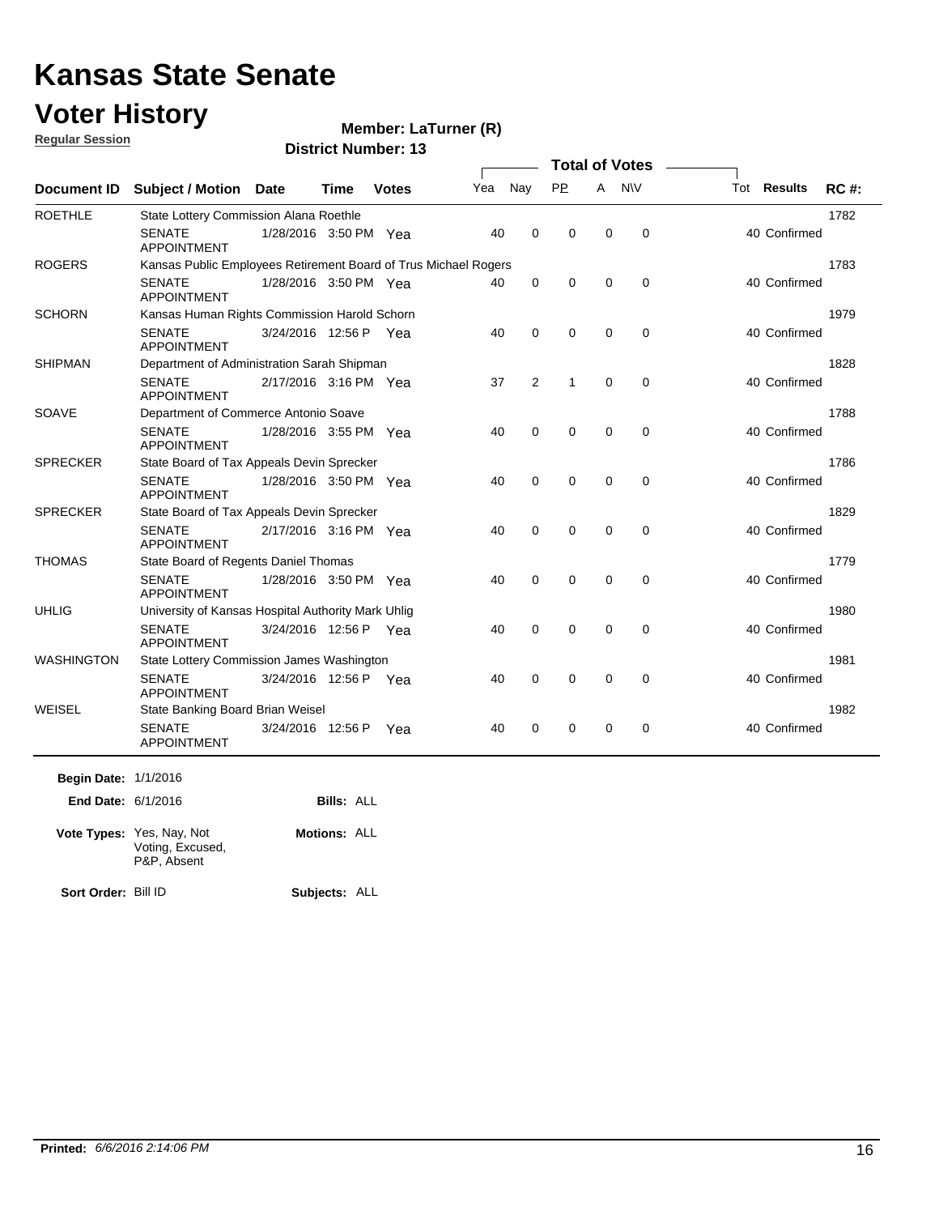# Kansas State Senate

# Voter History

**Regular Session**

**Member: LaTurner (R)**

**District Number: 13**

| Document ID | Subject / Motion | Date | Time | Votes | Yea | Nay | PP | A | N\V | Tot | Results | RC #: |
|---|---|---|---|---|---|---|---|---|---|---|---|---|
| ROETHLE | State Lottery Commission Alana Roethle | | | | | | | | | | | 1782 |
| | SENATE APPOINTMENT | 1/28/2016 | 3:50 PM | Yea | 40 | 0 | 0 | 0 | 0 | 40 | Confirmed | |
| ROGERS | Kansas Public Employees Retirement Board of Trus Michael Rogers | | | | | | | | | | | 1783 |
| | SENATE APPOINTMENT | 1/28/2016 | 3:50 PM | Yea | 40 | 0 | 0 | 0 | 0 | 40 | Confirmed | |
| SCHORN | Kansas Human Rights Commission Harold Schorn | | | | | | | | | | | 1979 |
| | SENATE APPOINTMENT | 3/24/2016 | 12:56 P | Yea | 40 | 0 | 0 | 0 | 0 | 40 | Confirmed | |
| SHIPMAN | Department of Administration Sarah Shipman | | | | | | | | | | | 1828 |
| | SENATE APPOINTMENT | 2/17/2016 | 3:16 PM | Yea | 37 | 2 | 1 | 0 | 0 | 40 | Confirmed | |
| SOAVE | Department of Commerce Antonio Soave | | | | | | | | | | | 1788 |
| | SENATE APPOINTMENT | 1/28/2016 | 3:55 PM | Yea | 40 | 0 | 0 | 0 | 0 | 40 | Confirmed | |
| SPRECKER | State Board of Tax Appeals Devin Sprecker | | | | | | | | | | | 1786 |
| | SENATE APPOINTMENT | 1/28/2016 | 3:50 PM | Yea | 40 | 0 | 0 | 0 | 0 | 40 | Confirmed | |
| SPRECKER | State Board of Tax Appeals Devin Sprecker | | | | | | | | | | | 1829 |
| | SENATE APPOINTMENT | 2/17/2016 | 3:16 PM | Yea | 40 | 0 | 0 | 0 | 0 | 40 | Confirmed | |
| THOMAS | State Board of Regents Daniel Thomas | | | | | | | | | | | 1779 |
| | SENATE APPOINTMENT | 1/28/2016 | 3:50 PM | Yea | 40 | 0 | 0 | 0 | 0 | 40 | Confirmed | |
| UHLIG | University of Kansas Hospital Authority Mark Uhlig | | | | | | | | | | | 1980 |
| | SENATE APPOINTMENT | 3/24/2016 | 12:56 P | Yea | 40 | 0 | 0 | 0 | 0 | 40 | Confirmed | |
| WASHINGTON | State Lottery Commission James Washington | | | | | | | | | | | 1981 |
| | SENATE APPOINTMENT | 3/24/2016 | 12:56 P | Yea | 40 | 0 | 0 | 0 | 0 | 40 | Confirmed | |
| WEISEL | State Banking Board Brian Weisel | | | | | | | | | | | 1982 |
| | SENATE APPOINTMENT | 3/24/2016 | 12:56 P | Yea | 40 | 0 | 0 | 0 | 0 | 40 | Confirmed | |

**Begin Date:** 1/1/2016

**End Date:** 6/1/2016 **Bills:** ALL

**Vote Types:** Yes, Nay, Not Voting, Excused, P&P, Absent **Motions:** ALL

**Sort Order:** Bill ID **Subjects:** ALL

**Printed:** *6/6/2016 2:14:06 PM*